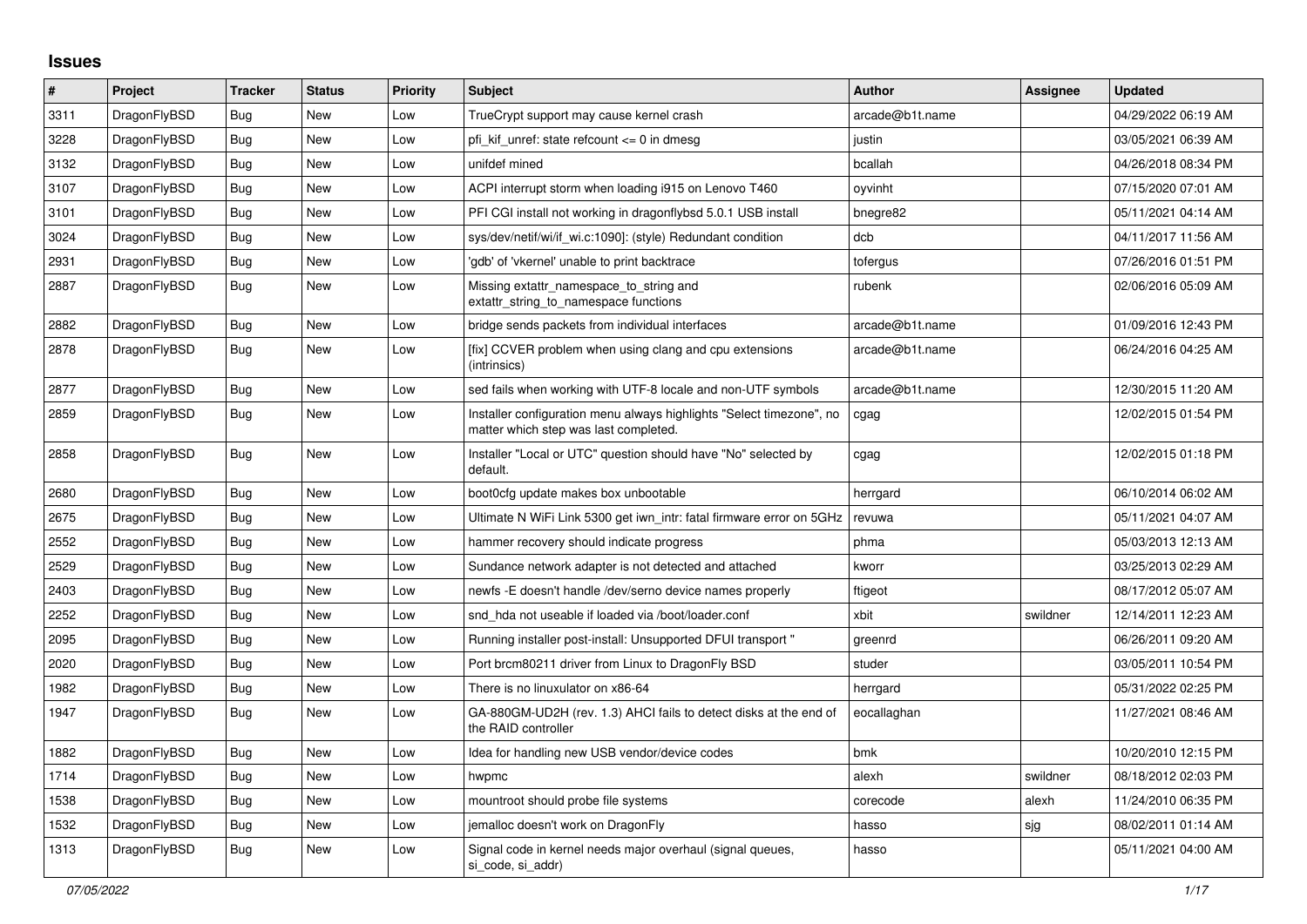## Issues

| # | Project | Tracker | Status | Priority | Subject | Author | Assignee | Updated |
|---|---|---|---|---|---|---|---|---|
| 3311 | DragonFlyBSD | Bug | New | Low | TrueCrypt support may cause kernel crash | arcade@b1t.name | | 04/29/2022 06:19 AM |
| 3228 | DragonFlyBSD | Bug | New | Low | pfi_kif_unref: state refcount <= 0 in dmesg | justin | | 03/05/2021 06:39 AM |
| 3132 | DragonFlyBSD | Bug | New | Low | unifdef mined | bcallah | | 04/26/2018 08:34 PM |
| 3107 | DragonFlyBSD | Bug | New | Low | ACPI interrupt storm when loading i915 on Lenovo T460 | oyvinht | | 07/15/2020 07:01 AM |
| 3101 | DragonFlyBSD | Bug | New | Low | PFI CGI install not working in dragonflybsd 5.0.1 USB install | bnegre82 | | 05/11/2021 04:14 AM |
| 3024 | DragonFlyBSD | Bug | New | Low | sys/dev/netif/wi/if_wi.c:1090]: (style) Redundant condition | dcb | | 04/11/2017 11:56 AM |
| 2931 | DragonFlyBSD | Bug | New | Low | 'gdb' of 'vkernel' unable to print backtrace | tofergus | | 07/26/2016 01:51 PM |
| 2887 | DragonFlyBSD | Bug | New | Low | Missing extattr_namespace_to_string and extattr_string_to_namespace functions | rubenk | | 02/06/2016 05:09 AM |
| 2882 | DragonFlyBSD | Bug | New | Low | bridge sends packets from individual interfaces | arcade@b1t.name | | 01/09/2016 12:43 PM |
| 2878 | DragonFlyBSD | Bug | New | Low | [fix] CCVER problem when using clang and cpu extensions (intrinsics) | arcade@b1t.name | | 06/24/2016 04:25 AM |
| 2877 | DragonFlyBSD | Bug | New | Low | sed fails when working with UTF-8 locale and non-UTF symbols | arcade@b1t.name | | 12/30/2015 11:20 AM |
| 2859 | DragonFlyBSD | Bug | New | Low | Installer configuration menu always highlights "Select timezone", no matter which step was last completed. | cgag | | 12/02/2015 01:54 PM |
| 2858 | DragonFlyBSD | Bug | New | Low | Installer "Local or UTC" question should have "No" selected by default. | cgag | | 12/02/2015 01:18 PM |
| 2680 | DragonFlyBSD | Bug | New | Low | boot0cfg update makes box unbootable | herrgard | | 06/10/2014 06:02 AM |
| 2675 | DragonFlyBSD | Bug | New | Low | Ultimate N WiFi Link 5300 get iwn_intr: fatal firmware error on 5GHz | revuwa | | 05/11/2021 04:07 AM |
| 2552 | DragonFlyBSD | Bug | New | Low | hammer recovery should indicate progress | phma | | 05/03/2013 12:13 AM |
| 2529 | DragonFlyBSD | Bug | New | Low | Sundance network adapter is not detected and attached | kworr | | 03/25/2013 02:29 AM |
| 2403 | DragonFlyBSD | Bug | New | Low | newfs -E doesn't handle /dev/serno device names properly | ftigeot | | 08/17/2012 05:07 AM |
| 2252 | DragonFlyBSD | Bug | New | Low | snd_hda not useable if loaded via /boot/loader.conf | xbit | swildner | 12/14/2011 12:23 AM |
| 2095 | DragonFlyBSD | Bug | New | Low | Running installer post-install: Unsupported DFUI transport " | greenrd | | 06/26/2011 09:20 AM |
| 2020 | DragonFlyBSD | Bug | New | Low | Port brcm80211 driver from Linux to DragonFly BSD | studer | | 03/05/2011 10:54 PM |
| 1982 | DragonFlyBSD | Bug | New | Low | There is no linuxulator on x86-64 | herrgard | | 05/31/2022 02:25 PM |
| 1947 | DragonFlyBSD | Bug | New | Low | GA-880GM-UD2H (rev. 1.3) AHCI fails to detect disks at the end of the RAID controller | eocallaghan | | 11/27/2021 08:46 AM |
| 1882 | DragonFlyBSD | Bug | New | Low | Idea for handling new USB vendor/device codes | bmk | | 10/20/2010 12:15 PM |
| 1714 | DragonFlyBSD | Bug | New | Low | hwpmc | alexh | swildner | 08/18/2012 02:03 PM |
| 1538 | DragonFlyBSD | Bug | New | Low | mountroot should probe file systems | corecode | alexh | 11/24/2010 06:35 PM |
| 1532 | DragonFlyBSD | Bug | New | Low | jemalloc doesn't work on DragonFly | hasso | sjg | 08/02/2011 01:14 AM |
| 1313 | DragonFlyBSD | Bug | New | Low | Signal code in kernel needs major overhaul (signal queues, si_code, si_addr) | hasso | | 05/11/2021 04:00 AM |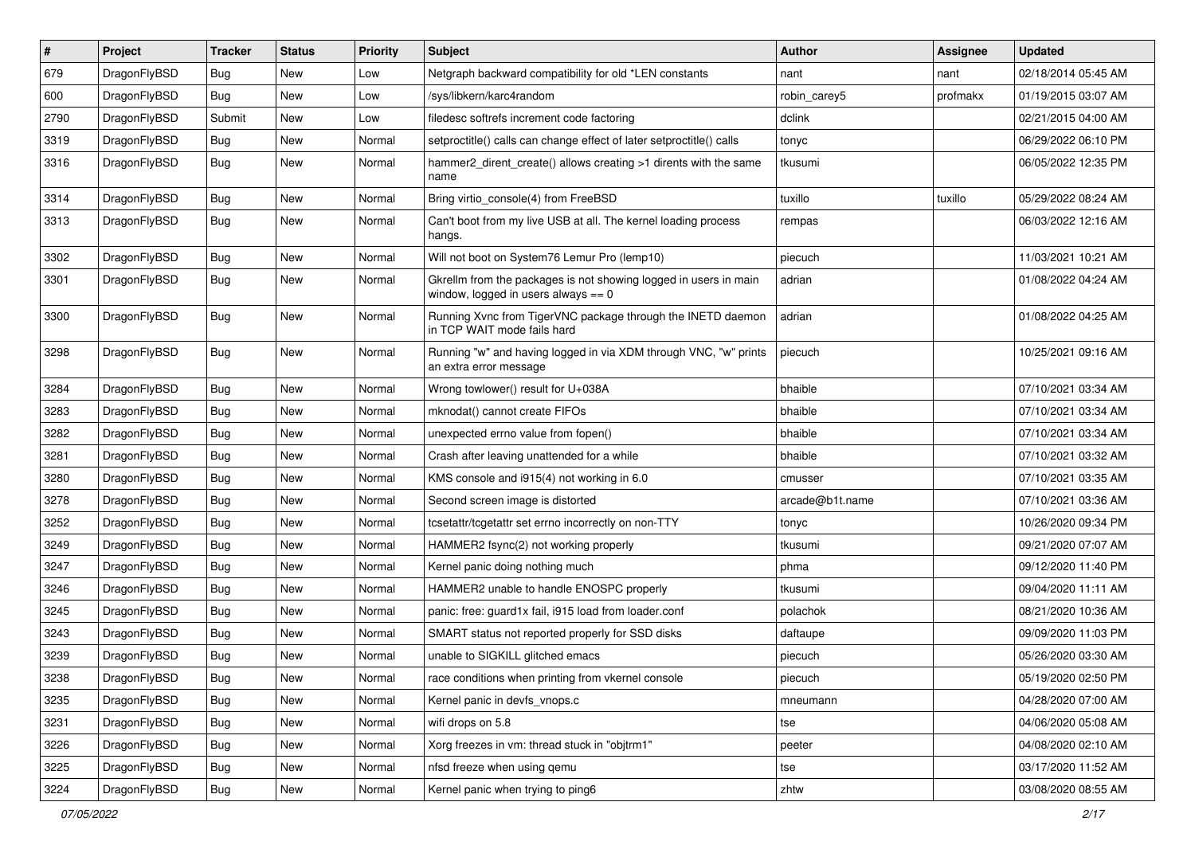| # | Project | Tracker | Status | Priority | Subject | Author | Assignee | Updated |
|---|---|---|---|---|---|---|---|---|
| 679 | DragonFlyBSD | Bug | New | Low | Netgraph backward compatibility for old *LEN constants | nant | nant | 02/18/2014 05:45 AM |
| 600 | DragonFlyBSD | Bug | New | Low | /sys/libkern/karc4random | robin_carey5 | profmakx | 01/19/2015 03:07 AM |
| 2790 | DragonFlyBSD | Submit | New | Low | filedesc softrefs increment code factoring | dclink | | 02/21/2015 04:00 AM |
| 3319 | DragonFlyBSD | Bug | New | Normal | setproctitle() calls can change effect of later setproctitle() calls | tonyc | | 06/29/2022 06:10 PM |
| 3316 | DragonFlyBSD | Bug | New | Normal | hammer2_dirent_create() allows creating >1 dirents with the same name | tkusumi | | 06/05/2022 12:35 PM |
| 3314 | DragonFlyBSD | Bug | New | Normal | Bring virtio_console(4) from FreeBSD | tuxillo | tuxillo | 05/29/2022 08:24 AM |
| 3313 | DragonFlyBSD | Bug | New | Normal | Can't boot from my live USB at all. The kernel loading process hangs. | rempas | | 06/03/2022 12:16 AM |
| 3302 | DragonFlyBSD | Bug | New | Normal | Will not boot on System76 Lemur Pro (lemp10) | piecuch | | 11/03/2021 10:21 AM |
| 3301 | DragonFlyBSD | Bug | New | Normal | Gkrellm from the packages is not showing logged in users in main window, logged in users always == 0 | adrian | | 01/08/2022 04:24 AM |
| 3300 | DragonFlyBSD | Bug | New | Normal | Running Xvnc from TigerVNC package through the INETD daemon in TCP WAIT mode fails hard | adrian | | 01/08/2022 04:25 AM |
| 3298 | DragonFlyBSD | Bug | New | Normal | Running "w" and having logged in via XDM through VNC, "w" prints an extra error message | piecuch | | 10/25/2021 09:16 AM |
| 3284 | DragonFlyBSD | Bug | New | Normal | Wrong towlower() result for U+038A | bhaible | | 07/10/2021 03:34 AM |
| 3283 | DragonFlyBSD | Bug | New | Normal | mknodat() cannot create FIFOs | bhaible | | 07/10/2021 03:34 AM |
| 3282 | DragonFlyBSD | Bug | New | Normal | unexpected errno value from fopen() | bhaible | | 07/10/2021 03:34 AM |
| 3281 | DragonFlyBSD | Bug | New | Normal | Crash after leaving unattended for a while | bhaible | | 07/10/2021 03:32 AM |
| 3280 | DragonFlyBSD | Bug | New | Normal | KMS console and i915(4) not working in 6.0 | cmusser | | 07/10/2021 03:35 AM |
| 3278 | DragonFlyBSD | Bug | New | Normal | Second screen image is distorted | arcade@b1t.name | | 07/10/2021 03:36 AM |
| 3252 | DragonFlyBSD | Bug | New | Normal | tcsetattr/tcgetattr set errno incorrectly on non-TTY | tonyc | | 10/26/2020 09:34 PM |
| 3249 | DragonFlyBSD | Bug | New | Normal | HAMMER2 fsync(2) not working properly | tkusumi | | 09/21/2020 07:07 AM |
| 3247 | DragonFlyBSD | Bug | New | Normal | Kernel panic doing nothing much | phma | | 09/12/2020 11:40 PM |
| 3246 | DragonFlyBSD | Bug | New | Normal | HAMMER2 unable to handle ENOSPC properly | tkusumi | | 09/04/2020 11:11 AM |
| 3245 | DragonFlyBSD | Bug | New | Normal | panic: free: guard1x fail, i915 load from loader.conf | polachok | | 08/21/2020 10:36 AM |
| 3243 | DragonFlyBSD | Bug | New | Normal | SMART status not reported properly for SSD disks | daftaupe | | 09/09/2020 11:03 PM |
| 3239 | DragonFlyBSD | Bug | New | Normal | unable to SIGKILL glitched emacs | piecuch | | 05/26/2020 03:30 AM |
| 3238 | DragonFlyBSD | Bug | New | Normal | race conditions when printing from vkernel console | piecuch | | 05/19/2020 02:50 PM |
| 3235 | DragonFlyBSD | Bug | New | Normal | Kernel panic in devfs_vnops.c | mneumann | | 04/28/2020 07:00 AM |
| 3231 | DragonFlyBSD | Bug | New | Normal | wifi drops on 5.8 | tse | | 04/06/2020 05:08 AM |
| 3226 | DragonFlyBSD | Bug | New | Normal | Xorg freezes in vm: thread stuck in "objtrm1" | peeter | | 04/08/2020 02:10 AM |
| 3225 | DragonFlyBSD | Bug | New | Normal | nfsd freeze when using qemu | tse | | 03/17/2020 11:52 AM |
| 3224 | DragonFlyBSD | Bug | New | Normal | Kernel panic when trying to ping6 | zhtw | | 03/08/2020 08:55 AM |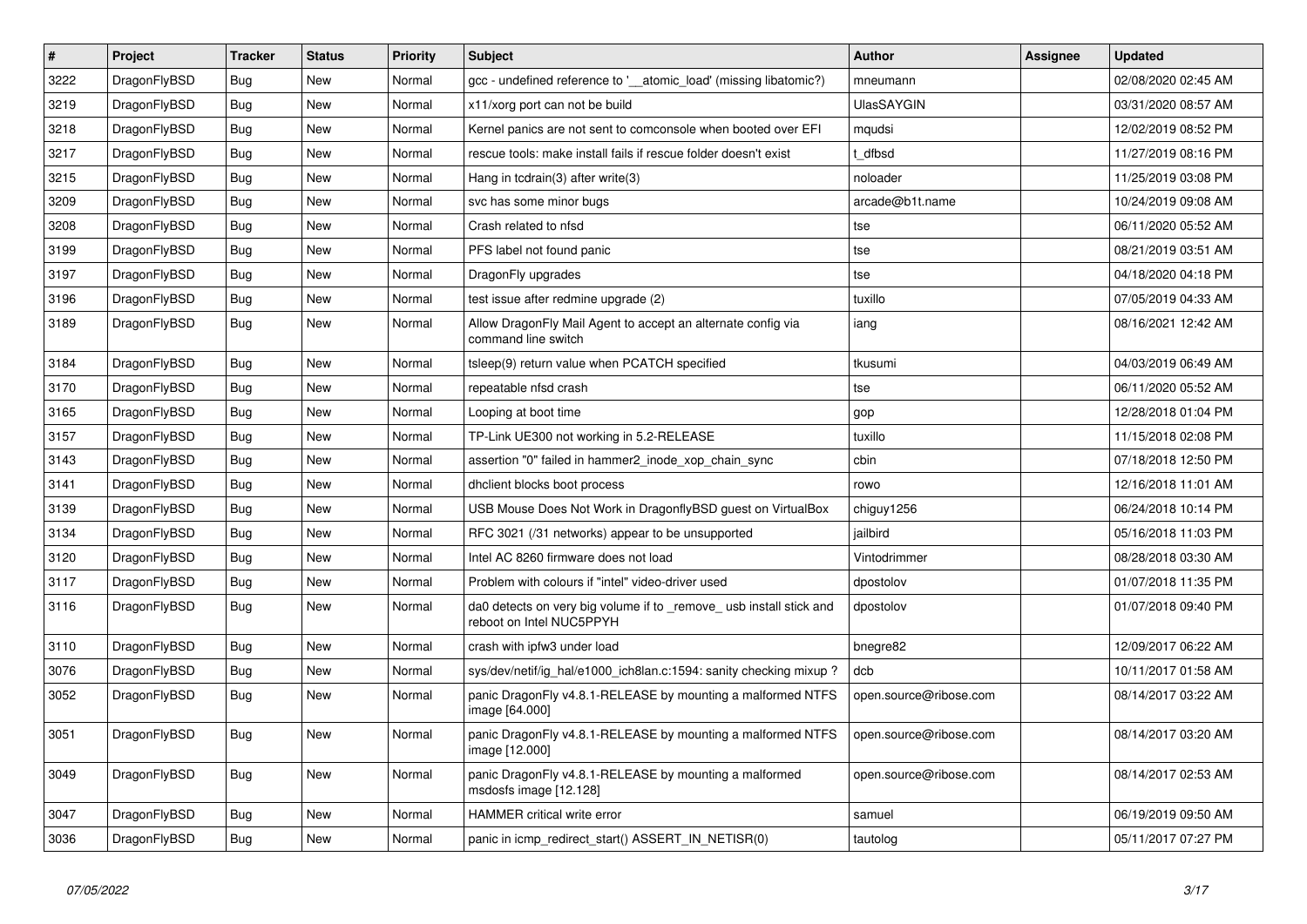| # | Project | Tracker | Status | Priority | Subject | Author | Assignee | Updated |
|---|---|---|---|---|---|---|---|---|
| 3222 | DragonFlyBSD | Bug | New | Normal | gcc - undefined reference to '__atomic_load' (missing libatomic?) | mneumann | | 02/08/2020 02:45 AM |
| 3219 | DragonFlyBSD | Bug | New | Normal | x11/xorg port can not be build | UlasSAYGIN | | 03/31/2020 08:57 AM |
| 3218 | DragonFlyBSD | Bug | New | Normal | Kernel panics are not sent to comconsole when booted over EFI | mqudsi | | 12/02/2019 08:52 PM |
| 3217 | DragonFlyBSD | Bug | New | Normal | rescue tools: make install fails if rescue folder doesn't exist | t_dfbsd | | 11/27/2019 08:16 PM |
| 3215 | DragonFlyBSD | Bug | New | Normal | Hang in tcdrain(3) after write(3) | noloader | | 11/25/2019 03:08 PM |
| 3209 | DragonFlyBSD | Bug | New | Normal | svc has some minor bugs | arcade@b1t.name | | 10/24/2019 09:08 AM |
| 3208 | DragonFlyBSD | Bug | New | Normal | Crash related to nfsd | tse | | 06/11/2020 05:52 AM |
| 3199 | DragonFlyBSD | Bug | New | Normal | PFS label not found panic | tse | | 08/21/2019 03:51 AM |
| 3197 | DragonFlyBSD | Bug | New | Normal | DragonFly upgrades | tse | | 04/18/2020 04:18 PM |
| 3196 | DragonFlyBSD | Bug | New | Normal | test issue after redmine upgrade (2) | tuxillo | | 07/05/2019 04:33 AM |
| 3189 | DragonFlyBSD | Bug | New | Normal | Allow DragonFly Mail Agent to accept an alternate config via command line switch | iang | | 08/16/2021 12:42 AM |
| 3184 | DragonFlyBSD | Bug | New | Normal | tsleep(9) return value when PCATCH specified | tkusumi | | 04/03/2019 06:49 AM |
| 3170 | DragonFlyBSD | Bug | New | Normal | repeatable nfsd crash | tse | | 06/11/2020 05:52 AM |
| 3165 | DragonFlyBSD | Bug | New | Normal | Looping at boot time | gop | | 12/28/2018 01:04 PM |
| 3157 | DragonFlyBSD | Bug | New | Normal | TP-Link UE300 not working in 5.2-RELEASE | tuxillo | | 11/15/2018 02:08 PM |
| 3143 | DragonFlyBSD | Bug | New | Normal | assertion "0" failed in hammer2_inode_xop_chain_sync | cbin | | 07/18/2018 12:50 PM |
| 3141 | DragonFlyBSD | Bug | New | Normal | dhclient blocks boot process | rowo | | 12/16/2018 11:01 AM |
| 3139 | DragonFlyBSD | Bug | New | Normal | USB Mouse Does Not Work in DragonflyBSD guest on VirtualBox | chiguy1256 | | 06/24/2018 10:14 PM |
| 3134 | DragonFlyBSD | Bug | New | Normal | RFC 3021 (/31 networks) appear to be unsupported | jailbird | | 05/16/2018 11:03 PM |
| 3120 | DragonFlyBSD | Bug | New | Normal | Intel AC 8260 firmware does not load | Vintodrimmer | | 08/28/2018 03:30 AM |
| 3117 | DragonFlyBSD | Bug | New | Normal | Problem with colours if "intel" video-driver used | dpostolov | | 01/07/2018 11:35 PM |
| 3116 | DragonFlyBSD | Bug | New | Normal | da0 detects on very big volume if to _remove_ usb install stick and reboot on Intel NUC5PPYH | dpostolov | | 01/07/2018 09:40 PM |
| 3110 | DragonFlyBSD | Bug | New | Normal | crash with ipfw3 under load | bnegre82 | | 12/09/2017 06:22 AM |
| 3076 | DragonFlyBSD | Bug | New | Normal | sys/dev/netif/ig_hal/e1000_ich8lan.c:1594: sanity checking mixup ? | dcb | | 10/11/2017 01:58 AM |
| 3052 | DragonFlyBSD | Bug | New | Normal | panic DragonFly v4.8.1-RELEASE by mounting a malformed NTFS image [64.000] | open.source@ribose.com | | 08/14/2017 03:22 AM |
| 3051 | DragonFlyBSD | Bug | New | Normal | panic DragonFly v4.8.1-RELEASE by mounting a malformed NTFS image [12.000] | open.source@ribose.com | | 08/14/2017 03:20 AM |
| 3049 | DragonFlyBSD | Bug | New | Normal | panic DragonFly v4.8.1-RELEASE by mounting a malformed msdosfs image [12.128] | open.source@ribose.com | | 08/14/2017 02:53 AM |
| 3047 | DragonFlyBSD | Bug | New | Normal | HAMMER critical write error | samuel | | 06/19/2019 09:50 AM |
| 3036 | DragonFlyBSD | Bug | New | Normal | panic in icmp_redirect_start() ASSERT_IN_NETISR(0) | tautolog | | 05/11/2017 07:27 PM |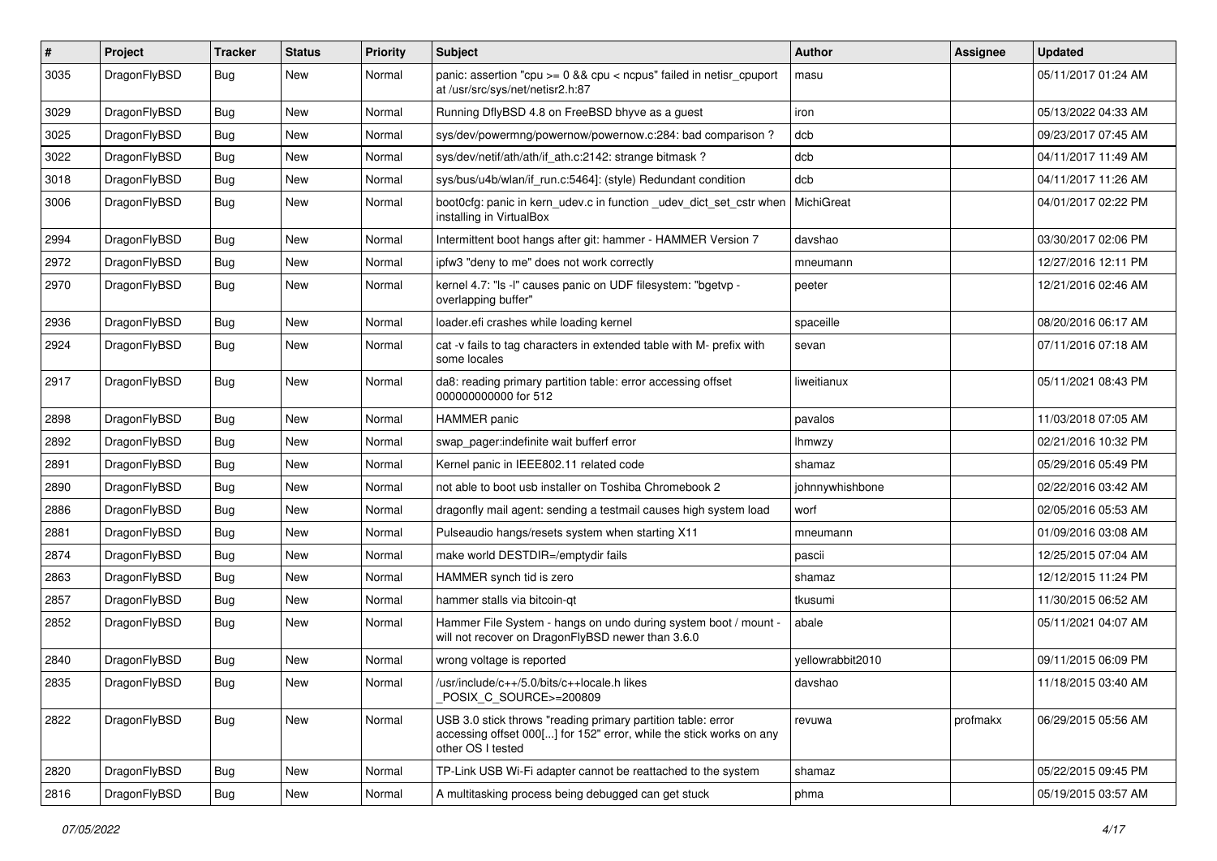| # | Project | Tracker | Status | Priority | Subject | Author | Assignee | Updated |
|---|---|---|---|---|---|---|---|---|
| 3035 | DragonFlyBSD | Bug | New | Normal | panic: assertion "cpu >= 0 && cpu < ncpus" failed in netisr_cpuport at /usr/src/sys/net/netisr2.h:87 | masu | | 05/11/2017 01:24 AM |
| 3029 | DragonFlyBSD | Bug | New | Normal | Running DflyBSD 4.8 on FreeBSD bhyve as a guest | iron | | 05/13/2022 04:33 AM |
| 3025 | DragonFlyBSD | Bug | New | Normal | sys/dev/powermng/powernow/powernow.c:284: bad comparison ? | dcb | | 09/23/2017 07:45 AM |
| 3022 | DragonFlyBSD | Bug | New | Normal | sys/dev/netif/ath/ath/if_ath.c:2142: strange bitmask ? | dcb | | 04/11/2017 11:49 AM |
| 3018 | DragonFlyBSD | Bug | New | Normal | sys/bus/u4b/wlan/if_run.c:5464]: (style) Redundant condition | dcb | | 04/11/2017 11:26 AM |
| 3006 | DragonFlyBSD | Bug | New | Normal | boot0cfg: panic in kern_udev.c in function _udev_dict_set_cstr when installing in VirtualBox | MichiGreat | | 04/01/2017 02:22 PM |
| 2994 | DragonFlyBSD | Bug | New | Normal | Intermittent boot hangs after git: hammer - HAMMER Version 7 | davshao | | 03/30/2017 02:06 PM |
| 2972 | DragonFlyBSD | Bug | New | Normal | ipfw3 "deny to me" does not work correctly | mneumann | | 12/27/2016 12:11 PM |
| 2970 | DragonFlyBSD | Bug | New | Normal | kernel 4.7: "ls -l" causes panic on UDF filesystem: "bgetvp - overlapping buffer" | peeter | | 12/21/2016 02:46 AM |
| 2936 | DragonFlyBSD | Bug | New | Normal | loader.efi crashes while loading kernel | spaceille | | 08/20/2016 06:17 AM |
| 2924 | DragonFlyBSD | Bug | New | Normal | cat -v fails to tag characters in extended table with M- prefix with some locales | sevan | | 07/11/2016 07:18 AM |
| 2917 | DragonFlyBSD | Bug | New | Normal | da8: reading primary partition table: error accessing offset 000000000000 for 512 | liweitianux | | 05/11/2021 08:43 PM |
| 2898 | DragonFlyBSD | Bug | New | Normal | HAMMER panic | pavalos | | 11/03/2018 07:05 AM |
| 2892 | DragonFlyBSD | Bug | New | Normal | swap_pager:indefinite wait bufferf error | lhmwzy | | 02/21/2016 10:32 PM |
| 2891 | DragonFlyBSD | Bug | New | Normal | Kernel panic in IEEE802.11 related code | shamaz | | 05/29/2016 05:49 PM |
| 2890 | DragonFlyBSD | Bug | New | Normal | not able to boot usb installer on Toshiba Chromebook 2 | johnnywhishbone | | 02/22/2016 03:42 AM |
| 2886 | DragonFlyBSD | Bug | New | Normal | dragonfly mail agent: sending a testmail causes high system load | worf | | 02/05/2016 05:53 AM |
| 2881 | DragonFlyBSD | Bug | New | Normal | Pulseaudio hangs/resets system when starting X11 | mneumann | | 01/09/2016 03:08 AM |
| 2874 | DragonFlyBSD | Bug | New | Normal | make world DESTDIR=/emptydir fails | pascii | | 12/25/2015 07:04 AM |
| 2863 | DragonFlyBSD | Bug | New | Normal | HAMMER synch tid is zero | shamaz | | 12/12/2015 11:24 PM |
| 2857 | DragonFlyBSD | Bug | New | Normal | hammer stalls via bitcoin-qt | tkusumi | | 11/30/2015 06:52 AM |
| 2852 | DragonFlyBSD | Bug | New | Normal | Hammer File System - hangs on undo during system boot / mount - will not recover on DragonFlyBSD newer than 3.6.0 | abale | | 05/11/2021 04:07 AM |
| 2840 | DragonFlyBSD | Bug | New | Normal | wrong voltage is reported | yellowrabbit2010 | | 09/11/2015 06:09 PM |
| 2835 | DragonFlyBSD | Bug | New | Normal | /usr/include/c++/5.0/bits/c++locale.h likes _POSIX_C_SOURCE>=200809 | davshao | | 11/18/2015 03:40 AM |
| 2822 | DragonFlyBSD | Bug | New | Normal | USB 3.0 stick throws "reading primary partition table: error accessing offset 000[...] for 152" error, while the stick works on any other OS I tested | revuwa | profmakx | 06/29/2015 05:56 AM |
| 2820 | DragonFlyBSD | Bug | New | Normal | TP-Link USB Wi-Fi adapter cannot be reattached to the system | shamaz | | 05/22/2015 09:45 PM |
| 2816 | DragonFlyBSD | Bug | New | Normal | A multitasking process being debugged can get stuck | phma | | 05/19/2015 03:57 AM |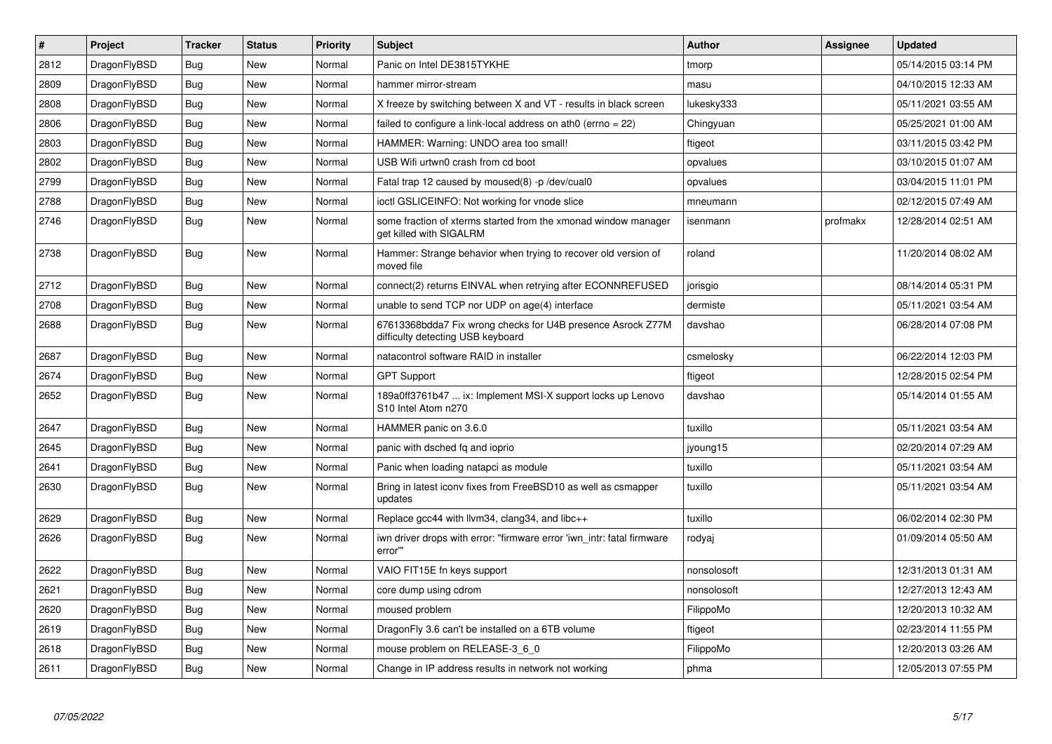| # | Project | Tracker | Status | Priority | Subject | Author | Assignee | Updated |
| --- | --- | --- | --- | --- | --- | --- | --- | --- |
| 2812 | DragonFlyBSD | Bug | New | Normal | Panic on Intel DE3815TYKHE | tmorp | | 05/14/2015 03:14 PM |
| 2809 | DragonFlyBSD | Bug | New | Normal | hammer mirror-stream | masu | | 04/10/2015 12:33 AM |
| 2808 | DragonFlyBSD | Bug | New | Normal | X freeze by switching between X and VT - results in black screen | lukesky333 | | 05/11/2021 03:55 AM |
| 2806 | DragonFlyBSD | Bug | New | Normal | failed to configure a link-local address on ath0 (errno = 22) | Chingyuan | | 05/25/2021 01:00 AM |
| 2803 | DragonFlyBSD | Bug | New | Normal | HAMMER: Warning: UNDO area too small! | ftigeot | | 03/11/2015 03:42 PM |
| 2802 | DragonFlyBSD | Bug | New | Normal | USB Wifi urtwn0 crash from cd boot | opvalues | | 03/10/2015 01:07 AM |
| 2799 | DragonFlyBSD | Bug | New | Normal | Fatal trap 12 caused by moused(8) -p /dev/cual0 | opvalues | | 03/04/2015 11:01 PM |
| 2788 | DragonFlyBSD | Bug | New | Normal | ioctl GSLICEINFO: Not working for vnode slice | mneumann | | 02/12/2015 07:49 AM |
| 2746 | DragonFlyBSD | Bug | New | Normal | some fraction of xterms started from the xmonad window manager get killed with SIGALRM | isenmann | profmakx | 12/28/2014 02:51 AM |
| 2738 | DragonFlyBSD | Bug | New | Normal | Hammer: Strange behavior when trying to recover old version of moved file | roland | | 11/20/2014 08:02 AM |
| 2712 | DragonFlyBSD | Bug | New | Normal | connect(2) returns EINVAL when retrying after ECONNREFUSED | jorisgio | | 08/14/2014 05:31 PM |
| 2708 | DragonFlyBSD | Bug | New | Normal | unable to send TCP nor UDP on age(4) interface | dermiste | | 05/11/2021 03:54 AM |
| 2688 | DragonFlyBSD | Bug | New | Normal | 67613368bdda7 Fix wrong checks for U4B presence Asrock Z77M difficulty detecting USB keyboard | davshao | | 06/28/2014 07:08 PM |
| 2687 | DragonFlyBSD | Bug | New | Normal | natacontrol software RAID in installer | csmelosky | | 06/22/2014 12:03 PM |
| 2674 | DragonFlyBSD | Bug | New | Normal | GPT Support | ftigeot | | 12/28/2015 02:54 PM |
| 2652 | DragonFlyBSD | Bug | New | Normal | 189a0ff3761b47 ... ix: Implement MSI-X support locks up Lenovo S10 Intel Atom n270 | davshao | | 05/14/2014 01:55 AM |
| 2647 | DragonFlyBSD | Bug | New | Normal | HAMMER panic on 3.6.0 | tuxillo | | 05/11/2021 03:54 AM |
| 2645 | DragonFlyBSD | Bug | New | Normal | panic with dsched fq and ioprio | jyoung15 | | 02/20/2014 07:29 AM |
| 2641 | DragonFlyBSD | Bug | New | Normal | Panic when loading natapci as module | tuxillo | | 05/11/2021 03:54 AM |
| 2630 | DragonFlyBSD | Bug | New | Normal | Bring in latest iconv fixes from FreeBSD10 as well as csmapper updates | tuxillo | | 05/11/2021 03:54 AM |
| 2629 | DragonFlyBSD | Bug | New | Normal | Replace gcc44 with llvm34, clang34, and libc++ | tuxillo | | 06/02/2014 02:30 PM |
| 2626 | DragonFlyBSD | Bug | New | Normal | iwn driver drops with error: "firmware error 'iwn_intr: fatal firmware error'" | rodyaj | | 01/09/2014 05:50 AM |
| 2622 | DragonFlyBSD | Bug | New | Normal | VAIO FIT15E fn keys support | nonsolosoft | | 12/31/2013 01:31 AM |
| 2621 | DragonFlyBSD | Bug | New | Normal | core dump using cdrom | nonsolosoft | | 12/27/2013 12:43 AM |
| 2620 | DragonFlyBSD | Bug | New | Normal | moused problem | FilippoMo | | 12/20/2013 10:32 AM |
| 2619 | DragonFlyBSD | Bug | New | Normal | DragonFly 3.6 can't be installed on a 6TB volume | ftigeot | | 02/23/2014 11:55 PM |
| 2618 | DragonFlyBSD | Bug | New | Normal | mouse problem on RELEASE-3_6_0 | FilippoMo | | 12/20/2013 03:26 AM |
| 2611 | DragonFlyBSD | Bug | New | Normal | Change in IP address results in network not working | phma | | 12/05/2013 07:55 PM |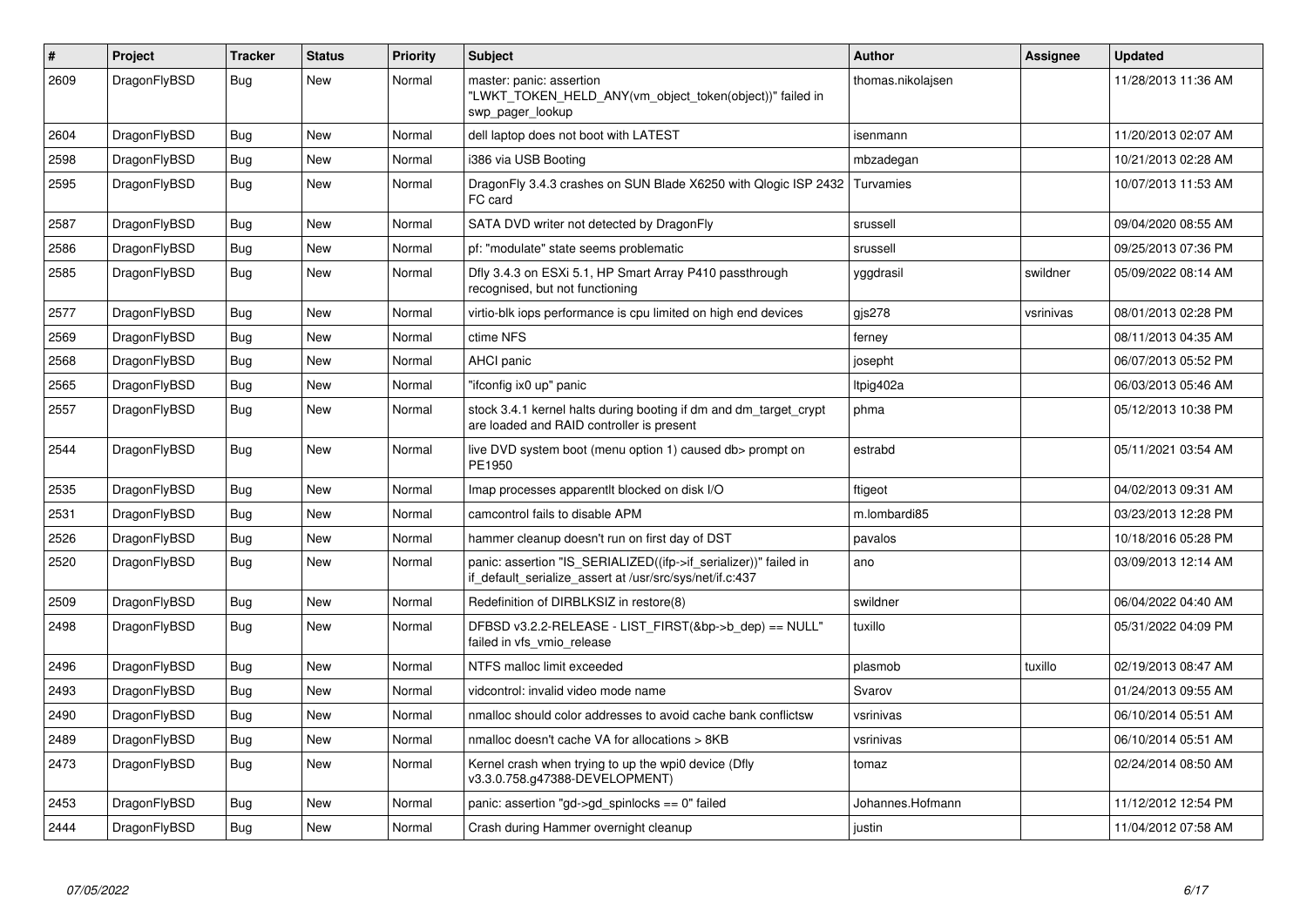| # | Project | Tracker | Status | Priority | Subject | Author | Assignee | Updated |
|---|---|---|---|---|---|---|---|---|
| 2609 | DragonFlyBSD | Bug | New | Normal | master: panic: assertion "LWKT_TOKEN_HELD_ANY(vm_object_token(object))" failed in swp_pager_lookup | thomas.nikolajsen | | 11/28/2013 11:36 AM |
| 2604 | DragonFlyBSD | Bug | New | Normal | dell laptop does not boot with LATEST | isenmann | | 11/20/2013 02:07 AM |
| 2598 | DragonFlyBSD | Bug | New | Normal | i386 via USB Booting | mbzadegan | | 10/21/2013 02:28 AM |
| 2595 | DragonFlyBSD | Bug | New | Normal | DragonFly 3.4.3 crashes on SUN Blade X6250 with Qlogic ISP 2432 FC card | Turvamies | | 10/07/2013 11:53 AM |
| 2587 | DragonFlyBSD | Bug | New | Normal | SATA DVD writer not detected by DragonFly | srussell | | 09/04/2020 08:55 AM |
| 2586 | DragonFlyBSD | Bug | New | Normal | pf: "modulate" state seems problematic | srussell | | 09/25/2013 07:36 PM |
| 2585 | DragonFlyBSD | Bug | New | Normal | Dfly 3.4.3 on ESXi 5.1, HP Smart Array P410 passthrough recognised, but not functioning | yggdrasil | swildner | 05/09/2022 08:14 AM |
| 2577 | DragonFlyBSD | Bug | New | Normal | virtio-blk iops performance is cpu limited on high end devices | gjs278 | vsrinivas | 08/01/2013 02:28 PM |
| 2569 | DragonFlyBSD | Bug | New | Normal | ctime NFS | ferney | | 08/11/2013 04:35 AM |
| 2568 | DragonFlyBSD | Bug | New | Normal | AHCI panic | josepht | | 06/07/2013 05:52 PM |
| 2565 | DragonFlyBSD | Bug | New | Normal | "ifconfig ix0 up" panic | ltpig402a | | 06/03/2013 05:46 AM |
| 2557 | DragonFlyBSD | Bug | New | Normal | stock 3.4.1 kernel halts during booting if dm and dm_target_crypt are loaded and RAID controller is present | phma | | 05/12/2013 10:38 PM |
| 2544 | DragonFlyBSD | Bug | New | Normal | live DVD system boot (menu option 1) caused db> prompt on PE1950 | estrabd | | 05/11/2021 03:54 AM |
| 2535 | DragonFlyBSD | Bug | New | Normal | Imap processes apparentlt blocked on disk I/O | ftigeot | | 04/02/2013 09:31 AM |
| 2531 | DragonFlyBSD | Bug | New | Normal | camcontrol fails to disable APM | m.lombardi85 | | 03/23/2013 12:28 PM |
| 2526 | DragonFlyBSD | Bug | New | Normal | hammer cleanup doesn't run on first day of DST | pavalos | | 10/18/2016 05:28 PM |
| 2520 | DragonFlyBSD | Bug | New | Normal | panic: assertion "IS_SERIALIZED((ifp->if_serializer))" failed in if_default_serialize_assert at /usr/src/sys/net/if.c:437 | ano | | 03/09/2013 12:14 AM |
| 2509 | DragonFlyBSD | Bug | New | Normal | Redefinition of DIRBLKSIZ in restore(8) | swildner | | 06/04/2022 04:40 AM |
| 2498 | DragonFlyBSD | Bug | New | Normal | DFBSD v3.2.2-RELEASE - LIST_FIRST(&bp->b_dep) == NULL" failed in vfs_vmio_release | tuxillo | | 05/31/2022 04:09 PM |
| 2496 | DragonFlyBSD | Bug | New | Normal | NTFS malloc limit exceeded | plasmob | tuxillo | 02/19/2013 08:47 AM |
| 2493 | DragonFlyBSD | Bug | New | Normal | vidcontrol: invalid video mode name | Svarov | | 01/24/2013 09:55 AM |
| 2490 | DragonFlyBSD | Bug | New | Normal | nmalloc should color addresses to avoid cache bank conflictsw | vsrinivas | | 06/10/2014 05:51 AM |
| 2489 | DragonFlyBSD | Bug | New | Normal | nmalloc doesn't cache VA for allocations > 8KB | vsrinivas | | 06/10/2014 05:51 AM |
| 2473 | DragonFlyBSD | Bug | New | Normal | Kernel crash when trying to up the wpi0 device (Dfly v3.3.0.758.g47388-DEVELOPMENT) | tomaz | | 02/24/2014 08:50 AM |
| 2453 | DragonFlyBSD | Bug | New | Normal | panic: assertion "gd->gd_spinlocks == 0" failed | Johannes.Hofmann | | 11/12/2012 12:54 PM |
| 2444 | DragonFlyBSD | Bug | New | Normal | Crash during Hammer overnight cleanup | justin | | 11/04/2012 07:58 AM |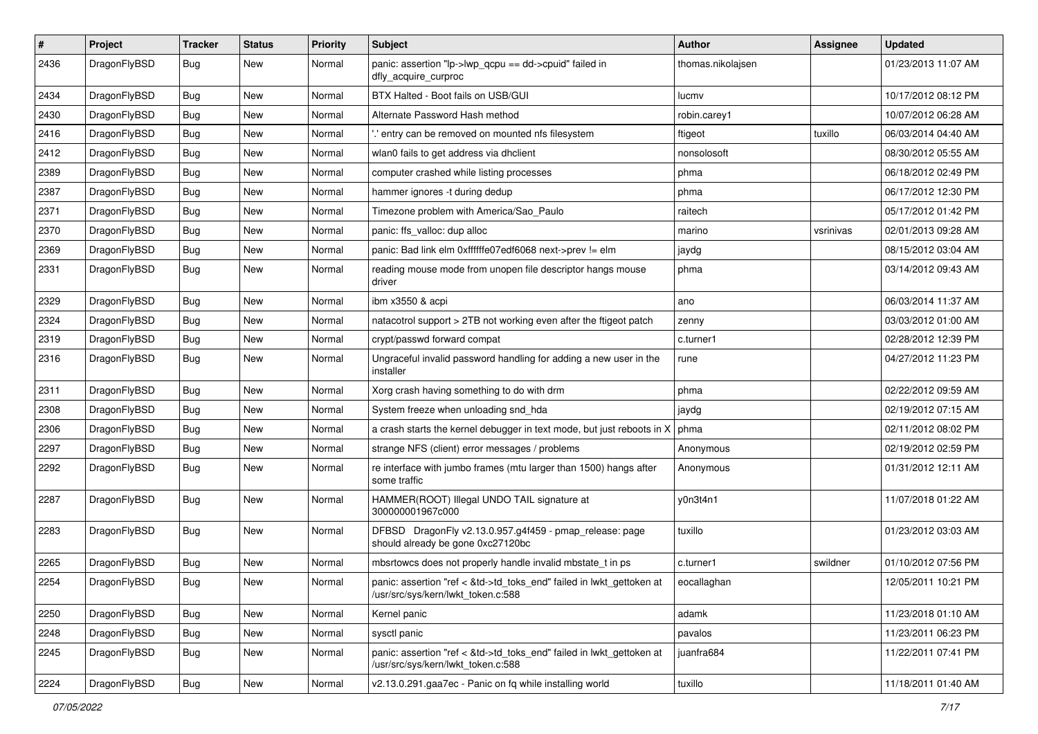| # | Project | Tracker | Status | Priority | Subject | Author | Assignee | Updated |
|---|---|---|---|---|---|---|---|---|
| 2436 | DragonFlyBSD | Bug | New | Normal | panic: assertion "lp->lwp_qcpu == dd->cpuid" failed in dfly_acquire_curproc | thomas.nikolajsen | | 01/23/2013 11:07 AM |
| 2434 | DragonFlyBSD | Bug | New | Normal | BTX Halted - Boot fails on USB/GUI | lucmv | | 10/17/2012 08:12 PM |
| 2430 | DragonFlyBSD | Bug | New | Normal | Alternate Password Hash method | robin.carey1 | | 10/07/2012 06:28 AM |
| 2416 | DragonFlyBSD | Bug | New | Normal | '.' entry can be removed on mounted nfs filesystem | ftigeot | tuxillo | 06/03/2014 04:40 AM |
| 2412 | DragonFlyBSD | Bug | New | Normal | wlan0 fails to get address via dhclient | nonsolosoft | | 08/30/2012 05:55 AM |
| 2389 | DragonFlyBSD | Bug | New | Normal | computer crashed while listing processes | phma | | 06/18/2012 02:49 PM |
| 2387 | DragonFlyBSD | Bug | New | Normal | hammer ignores -t during dedup | phma | | 06/17/2012 12:30 PM |
| 2371 | DragonFlyBSD | Bug | New | Normal | Timezone problem with America/Sao_Paulo | raitech | | 05/17/2012 01:42 PM |
| 2370 | DragonFlyBSD | Bug | New | Normal | panic: ffs_valloc: dup alloc | marino | vsrinivas | 02/01/2013 09:28 AM |
| 2369 | DragonFlyBSD | Bug | New | Normal | panic: Bad link elm 0xffffffe07edf6068 next->prev != elm | jaydg | | 08/15/2012 03:04 AM |
| 2331 | DragonFlyBSD | Bug | New | Normal | reading mouse mode from unopen file descriptor hangs mouse driver | phma | | 03/14/2012 09:43 AM |
| 2329 | DragonFlyBSD | Bug | New | Normal | ibm x3550 & acpi | ano | | 06/03/2014 11:37 AM |
| 2324 | DragonFlyBSD | Bug | New | Normal | natacotrol support > 2TB not working even after the ftigeot patch | zenny | | 03/03/2012 01:00 AM |
| 2319 | DragonFlyBSD | Bug | New | Normal | crypt/passwd forward compat | c.turner1 | | 02/28/2012 12:39 PM |
| 2316 | DragonFlyBSD | Bug | New | Normal | Ungraceful invalid password handling for adding a new user in the installer | rune | | 04/27/2012 11:23 PM |
| 2311 | DragonFlyBSD | Bug | New | Normal | Xorg crash having something to do with drm | phma | | 02/22/2012 09:59 AM |
| 2308 | DragonFlyBSD | Bug | New | Normal | System freeze when unloading snd_hda | jaydg | | 02/19/2012 07:15 AM |
| 2306 | DragonFlyBSD | Bug | New | Normal | a crash starts the kernel debugger in text mode, but just reboots in X | phma | | 02/11/2012 08:02 PM |
| 2297 | DragonFlyBSD | Bug | New | Normal | strange NFS (client) error messages / problems | Anonymous | | 02/19/2012 02:59 PM |
| 2292 | DragonFlyBSD | Bug | New | Normal | re interface with jumbo frames (mtu larger than 1500) hangs after some traffic | Anonymous | | 01/31/2012 12:11 AM |
| 2287 | DragonFlyBSD | Bug | New | Normal | HAMMER(ROOT) Illegal UNDO TAIL signature at 300000001967c000 | y0n3t4n1 | | 11/07/2018 01:22 AM |
| 2283 | DragonFlyBSD | Bug | New | Normal | DFBSD DragonFly v2.13.0.957.g4f459 - pmap_release: page should already be gone 0xc27120bc | tuxillo | | 01/23/2012 03:03 AM |
| 2265 | DragonFlyBSD | Bug | New | Normal | mbsrtowcs does not properly handle invalid mbstate_t in ps | c.turner1 | swildner | 01/10/2012 07:56 PM |
| 2254 | DragonFlyBSD | Bug | New | Normal | panic: assertion "ref < &td->td_toks_end" failed in lwkt_gettoken at /usr/src/sys/kern/lwkt_token.c:588 | eocallaghan | | 12/05/2011 10:21 PM |
| 2250 | DragonFlyBSD | Bug | New | Normal | Kernel panic | adamk | | 11/23/2018 01:10 AM |
| 2248 | DragonFlyBSD | Bug | New | Normal | sysctl panic | pavalos | | 11/23/2011 06:23 PM |
| 2245 | DragonFlyBSD | Bug | New | Normal | panic: assertion "ref < &td->td_toks_end" failed in lwkt_gettoken at /usr/src/sys/kern/lwkt_token.c:588 | juanfra684 | | 11/22/2011 07:41 PM |
| 2224 | DragonFlyBSD | Bug | New | Normal | v2.13.0.291.gaa7ec - Panic on fq while installing world | tuxillo | | 11/18/2011 01:40 AM |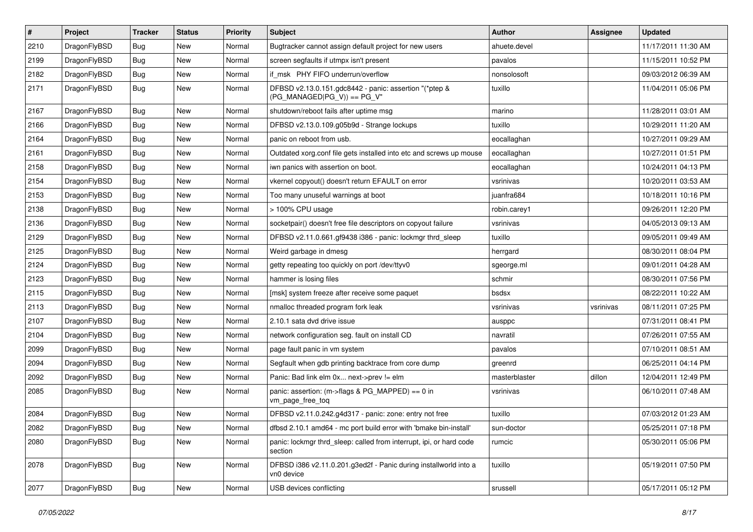| # | Project | Tracker | Status | Priority | Subject | Author | Assignee | Updated |
|---|---|---|---|---|---|---|---|---|
| 2210 | DragonFlyBSD | Bug | New | Normal | Bugtracker cannot assign default project for new users | ahuete.devel | | 11/17/2011 11:30 AM |
| 2199 | DragonFlyBSD | Bug | New | Normal | screen segfaults if utmpx isn't present | pavalos | | 11/15/2011 10:52 PM |
| 2182 | DragonFlyBSD | Bug | New | Normal | if_msk PHY FIFO underrun/overflow | nonsolosoft | | 09/03/2012 06:39 AM |
| 2171 | DragonFlyBSD | Bug | New | Normal | DFBSD v2.13.0.151.gdc8442 - panic: assertion "(*ptep & (PG_MANAGED\|PG_V)) == PG_V" | tuxillo | | 11/04/2011 05:06 PM |
| 2167 | DragonFlyBSD | Bug | New | Normal | shutdown/reboot fails after uptime msg | marino | | 11/28/2011 03:01 AM |
| 2166 | DragonFlyBSD | Bug | New | Normal | DFBSD v2.13.0.109.g05b9d - Strange lockups | tuxillo | | 10/29/2011 11:20 AM |
| 2164 | DragonFlyBSD | Bug | New | Normal | panic on reboot from usb. | eocallaghan | | 10/27/2011 09:29 AM |
| 2161 | DragonFlyBSD | Bug | New | Normal | Outdated xorg.conf file gets installed into etc and screws up mouse | eocallaghan | | 10/27/2011 01:51 PM |
| 2158 | DragonFlyBSD | Bug | New | Normal | iwn panics with assertion on boot. | eocallaghan | | 10/24/2011 04:13 PM |
| 2154 | DragonFlyBSD | Bug | New | Normal | vkernel copyout() doesn't return EFAULT on error | vsrinivas | | 10/20/2011 03:53 AM |
| 2153 | DragonFlyBSD | Bug | New | Normal | Too many unuseful warnings at boot | juanfra684 | | 10/18/2011 10:16 PM |
| 2138 | DragonFlyBSD | Bug | New | Normal | > 100% CPU usage | robin.carey1 | | 09/26/2011 12:20 PM |
| 2136 | DragonFlyBSD | Bug | New | Normal | socketpair() doesn't free file descriptors on copyout failure | vsrinivas | | 04/05/2013 09:13 AM |
| 2129 | DragonFlyBSD | Bug | New | Normal | DFBSD v2.11.0.661.gf9438 i386 - panic: lockmgr thrd_sleep | tuxillo | | 09/05/2011 09:49 AM |
| 2125 | DragonFlyBSD | Bug | New | Normal | Weird garbage in dmesg | herrgard | | 08/30/2011 08:04 PM |
| 2124 | DragonFlyBSD | Bug | New | Normal | getty repeating too quickly on port /dev/ttyv0 | sgeorge.ml | | 09/01/2011 04:28 AM |
| 2123 | DragonFlyBSD | Bug | New | Normal | hammer is losing files | schmir | | 08/30/2011 07:56 PM |
| 2115 | DragonFlyBSD | Bug | New | Normal | [msk] system freeze after receive some paquet | bsdsx | | 08/22/2011 10:22 AM |
| 2113 | DragonFlyBSD | Bug | New | Normal | nmalloc threaded program fork leak | vsrinivas | vsrinivas | 08/11/2011 07:25 PM |
| 2107 | DragonFlyBSD | Bug | New | Normal | 2.10.1 sata dvd drive issue | ausppc | | 07/31/2011 08:41 PM |
| 2104 | DragonFlyBSD | Bug | New | Normal | network configuration seg. fault on install CD | navratil | | 07/26/2011 07:55 AM |
| 2099 | DragonFlyBSD | Bug | New | Normal | page fault panic in vm system | pavalos | | 07/10/2011 08:51 AM |
| 2094 | DragonFlyBSD | Bug | New | Normal | Segfault when gdb printing backtrace from core dump | greenrd | | 06/25/2011 04:14 PM |
| 2092 | DragonFlyBSD | Bug | New | Normal | Panic: Bad link elm 0x... next->prev != elm | masterblaster | dillon | 12/04/2011 12:49 PM |
| 2085 | DragonFlyBSD | Bug | New | Normal | panic: assertion: (m->flags & PG_MAPPED) == 0 in vm_page_free_toq | vsrinivas | | 06/10/2011 07:48 AM |
| 2084 | DragonFlyBSD | Bug | New | Normal | DFBSD v2.11.0.242.g4d317 - panic: zone: entry not free | tuxillo | | 07/03/2012 01:23 AM |
| 2082 | DragonFlyBSD | Bug | New | Normal | dfbsd 2.10.1 amd64 - mc port build error with 'bmake bin-install' | sun-doctor | | 05/25/2011 07:18 PM |
| 2080 | DragonFlyBSD | Bug | New | Normal | panic: lockmgr thrd_sleep: called from interrupt, ipi, or hard code section | rumcic | | 05/30/2011 05:06 PM |
| 2078 | DragonFlyBSD | Bug | New | Normal | DFBSD i386 v2.11.0.201.g3ed2f - Panic during installworld into a vn0 device | tuxillo | | 05/19/2011 07:50 PM |
| 2077 | DragonFlyBSD | Bug | New | Normal | USB devices conflicting | srussell | | 05/17/2011 05:12 PM |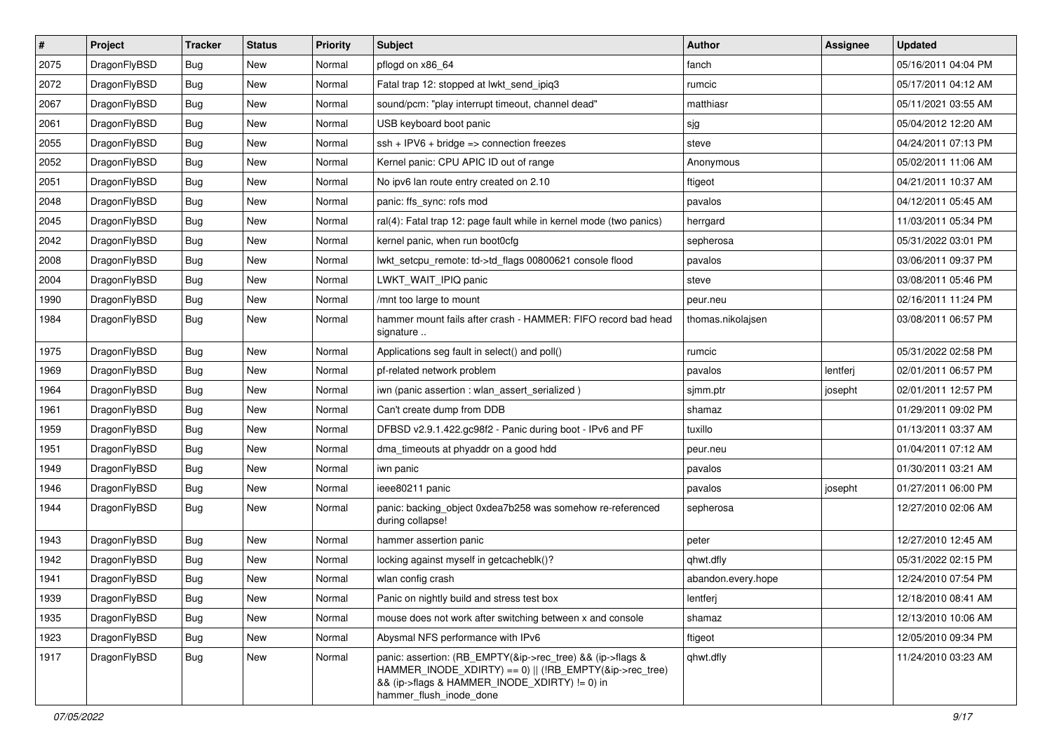| # | Project | Tracker | Status | Priority | Subject | Author | Assignee | Updated |
|---|---|---|---|---|---|---|---|---|
| 2075 | DragonFlyBSD | Bug | New | Normal | pflogd on x86_64 | fanch | | 05/16/2011 04:04 PM |
| 2072 | DragonFlyBSD | Bug | New | Normal | Fatal trap 12: stopped at lwkt_send_ipiq3 | rumcic | | 05/17/2011 04:12 AM |
| 2067 | DragonFlyBSD | Bug | New | Normal | sound/pcm: "play interrupt timeout, channel dead" | matthiasr | | 05/11/2021 03:55 AM |
| 2061 | DragonFlyBSD | Bug | New | Normal | USB keyboard boot panic | sjg | | 05/04/2012 12:20 AM |
| 2055 | DragonFlyBSD | Bug | New | Normal | ssh + IPV6 + bridge => connection freezes | steve | | 04/24/2011 07:13 PM |
| 2052 | DragonFlyBSD | Bug | New | Normal | Kernel panic: CPU APIC ID out of range | Anonymous | | 05/02/2011 11:06 AM |
| 2051 | DragonFlyBSD | Bug | New | Normal | No ipv6 lan route entry created on 2.10 | ftigeot | | 04/21/2011 10:37 AM |
| 2048 | DragonFlyBSD | Bug | New | Normal | panic: ffs_sync: rofs mod | pavalos | | 04/12/2011 05:45 AM |
| 2045 | DragonFlyBSD | Bug | New | Normal | ral(4): Fatal trap 12: page fault while in kernel mode (two panics) | herrgard | | 11/03/2011 05:34 PM |
| 2042 | DragonFlyBSD | Bug | New | Normal | kernel panic, when run boot0cfg | sepherosa | | 05/31/2022 03:01 PM |
| 2008 | DragonFlyBSD | Bug | New | Normal | lwkt_setcpu_remote: td->td_flags 00800621 console flood | pavalos | | 03/06/2011 09:37 PM |
| 2004 | DragonFlyBSD | Bug | New | Normal | LWKT_WAIT_IPIQ panic | steve | | 03/08/2011 05:46 PM |
| 1990 | DragonFlyBSD | Bug | New | Normal | /mnt too large to mount | peur.neu | | 02/16/2011 11:24 PM |
| 1984 | DragonFlyBSD | Bug | New | Normal | hammer mount fails after crash - HAMMER: FIFO record bad head signature .. | thomas.nikolajsen | | 03/08/2011 06:57 PM |
| 1975 | DragonFlyBSD | Bug | New | Normal | Applications seg fault in select() and poll() | rumcic | | 05/31/2022 02:58 PM |
| 1969 | DragonFlyBSD | Bug | New | Normal | pf-related network problem | pavalos | lentferj | 02/01/2011 06:57 PM |
| 1964 | DragonFlyBSD | Bug | New | Normal | iwn (panic assertion : wlan_assert_serialized ) | sjmm.ptr | josepht | 02/01/2011 12:57 PM |
| 1961 | DragonFlyBSD | Bug | New | Normal | Can't create dump from DDB | shamaz | | 01/29/2011 09:02 PM |
| 1959 | DragonFlyBSD | Bug | New | Normal | DFBSD v2.9.1.422.gc98f2 - Panic during boot - IPv6 and PF | tuxillo | | 01/13/2011 03:37 AM |
| 1951 | DragonFlyBSD | Bug | New | Normal | dma_timeouts at phyaddr on a good hdd | peur.neu | | 01/04/2011 07:12 AM |
| 1949 | DragonFlyBSD | Bug | New | Normal | iwn panic | pavalos | | 01/30/2011 03:21 AM |
| 1946 | DragonFlyBSD | Bug | New | Normal | ieee80211 panic | pavalos | josepht | 01/27/2011 06:00 PM |
| 1944 | DragonFlyBSD | Bug | New | Normal | panic: backing_object 0xdea7b258 was somehow re-referenced during collapse! | sepherosa | | 12/27/2010 02:06 AM |
| 1943 | DragonFlyBSD | Bug | New | Normal | hammer assertion panic | peter | | 12/27/2010 12:45 AM |
| 1942 | DragonFlyBSD | Bug | New | Normal | locking against myself in getcacheblk()? | qhwt.dfly | | 05/31/2022 02:15 PM |
| 1941 | DragonFlyBSD | Bug | New | Normal | wlan config crash | abandon.every.hope | | 12/24/2010 07:54 PM |
| 1939 | DragonFlyBSD | Bug | New | Normal | Panic on nightly build and stress test box | lentferj | | 12/18/2010 08:41 AM |
| 1935 | DragonFlyBSD | Bug | New | Normal | mouse does not work after switching between x and console | shamaz | | 12/13/2010 10:06 AM |
| 1923 | DragonFlyBSD | Bug | New | Normal | Abysmal NFS performance with IPv6 | ftigeot | | 12/05/2010 09:34 PM |
| 1917 | DragonFlyBSD | Bug | New | Normal | panic: assertion: (RB_EMPTY(&ip->rec_tree) && (ip->flags & HAMMER_INODE_XDIRTY) == 0) \|\| (!RB_EMPTY(&ip->rec_tree) && (ip->flags & HAMMER_INODE_XDIRTY) != 0) in hammer_flush_inode_done | qhwt.dfly | | 11/24/2010 03:23 AM |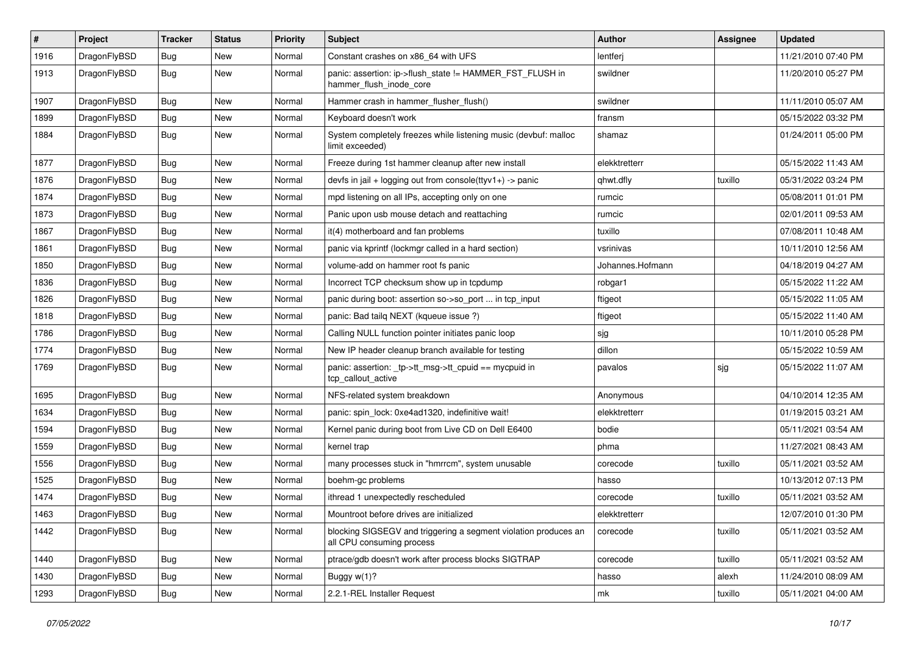| # | Project | Tracker | Status | Priority | Subject | Author | Assignee | Updated |
|---|---|---|---|---|---|---|---|---|
| 1916 | DragonFlyBSD | Bug | New | Normal | Constant crashes on x86_64 with UFS | lentferj | | 11/21/2010 07:40 PM |
| 1913 | DragonFlyBSD | Bug | New | Normal | panic: assertion: ip->flush_state != HAMMER_FST_FLUSH in hammer_flush_inode_core | swildner | | 11/20/2010 05:27 PM |
| 1907 | DragonFlyBSD | Bug | New | Normal | Hammer crash in hammer_flusher_flush() | swildner | | 11/11/2010 05:07 AM |
| 1899 | DragonFlyBSD | Bug | New | Normal | Keyboard doesn't work | fransm | | 05/15/2022 03:32 PM |
| 1884 | DragonFlyBSD | Bug | New | Normal | System completely freezes while listening music (devbuf: malloc limit exceeded) | shamaz | | 01/24/2011 05:00 PM |
| 1877 | DragonFlyBSD | Bug | New | Normal | Freeze during 1st hammer cleanup after new install | elekktretterr | | 05/15/2022 11:43 AM |
| 1876 | DragonFlyBSD | Bug | New | Normal | devfs in jail + logging out from console(ttyv1+) -> panic | qhwt.dfly | tuxillo | 05/31/2022 03:24 PM |
| 1874 | DragonFlyBSD | Bug | New | Normal | mpd listening on all IPs, accepting only on one | rumcic | | 05/08/2011 01:01 PM |
| 1873 | DragonFlyBSD | Bug | New | Normal | Panic upon usb mouse detach and reattaching | rumcic | | 02/01/2011 09:53 AM |
| 1867 | DragonFlyBSD | Bug | New | Normal | it(4) motherboard and fan problems | tuxillo | | 07/08/2011 10:48 AM |
| 1861 | DragonFlyBSD | Bug | New | Normal | panic via kprintf (lockmgr called in a hard section) | vsrinivas | | 10/11/2010 12:56 AM |
| 1850 | DragonFlyBSD | Bug | New | Normal | volume-add on hammer root fs panic | Johannes.Hofmann | | 04/18/2019 04:27 AM |
| 1836 | DragonFlyBSD | Bug | New | Normal | Incorrect TCP checksum show up in tcpdump | robgar1 | | 05/15/2022 11:22 AM |
| 1826 | DragonFlyBSD | Bug | New | Normal | panic during boot: assertion so->so_port ... in tcp_input | ftigeot | | 05/15/2022 11:05 AM |
| 1818 | DragonFlyBSD | Bug | New | Normal | panic: Bad tailq NEXT (kqueue issue ?) | ftigeot | | 05/15/2022 11:40 AM |
| 1786 | DragonFlyBSD | Bug | New | Normal | Calling NULL function pointer initiates panic loop | sjg | | 10/11/2010 05:28 PM |
| 1774 | DragonFlyBSD | Bug | New | Normal | New IP header cleanup branch available for testing | dillon | | 05/15/2022 10:59 AM |
| 1769 | DragonFlyBSD | Bug | New | Normal | panic: assertion: _tp->tt_msg->tt_cpuid == mycpuid in tcp_callout_active | pavalos | sjg | 05/15/2022 11:07 AM |
| 1695 | DragonFlyBSD | Bug | New | Normal | NFS-related system breakdown | Anonymous | | 04/10/2014 12:35 AM |
| 1634 | DragonFlyBSD | Bug | New | Normal | panic: spin_lock: 0xe4ad1320, indefinitive wait! | elekktretterr | | 01/19/2015 03:21 AM |
| 1594 | DragonFlyBSD | Bug | New | Normal | Kernel panic during boot from Live CD on Dell E6400 | bodie | | 05/11/2021 03:54 AM |
| 1559 | DragonFlyBSD | Bug | New | Normal | kernel trap | phma | | 11/27/2021 08:43 AM |
| 1556 | DragonFlyBSD | Bug | New | Normal | many processes stuck in "hmrrcm", system unusable | corecode | tuxillo | 05/11/2021 03:52 AM |
| 1525 | DragonFlyBSD | Bug | New | Normal | boehm-gc problems | hasso | | 10/13/2012 07:13 PM |
| 1474 | DragonFlyBSD | Bug | New | Normal | ithread 1 unexpectedly rescheduled | corecode | tuxillo | 05/11/2021 03:52 AM |
| 1463 | DragonFlyBSD | Bug | New | Normal | Mountroot before drives are initialized | elekktretterr | | 12/07/2010 01:30 PM |
| 1442 | DragonFlyBSD | Bug | New | Normal | blocking SIGSEGV and triggering a segment violation produces an all CPU consuming process | corecode | tuxillo | 05/11/2021 03:52 AM |
| 1440 | DragonFlyBSD | Bug | New | Normal | ptrace/gdb doesn't work after process blocks SIGTRAP | corecode | tuxillo | 05/11/2021 03:52 AM |
| 1430 | DragonFlyBSD | Bug | New | Normal | Buggy w(1)? | hasso | alexh | 11/24/2010 08:09 AM |
| 1293 | DragonFlyBSD | Bug | New | Normal | 2.2.1-REL Installer Request | mk | tuxillo | 05/11/2021 04:00 AM |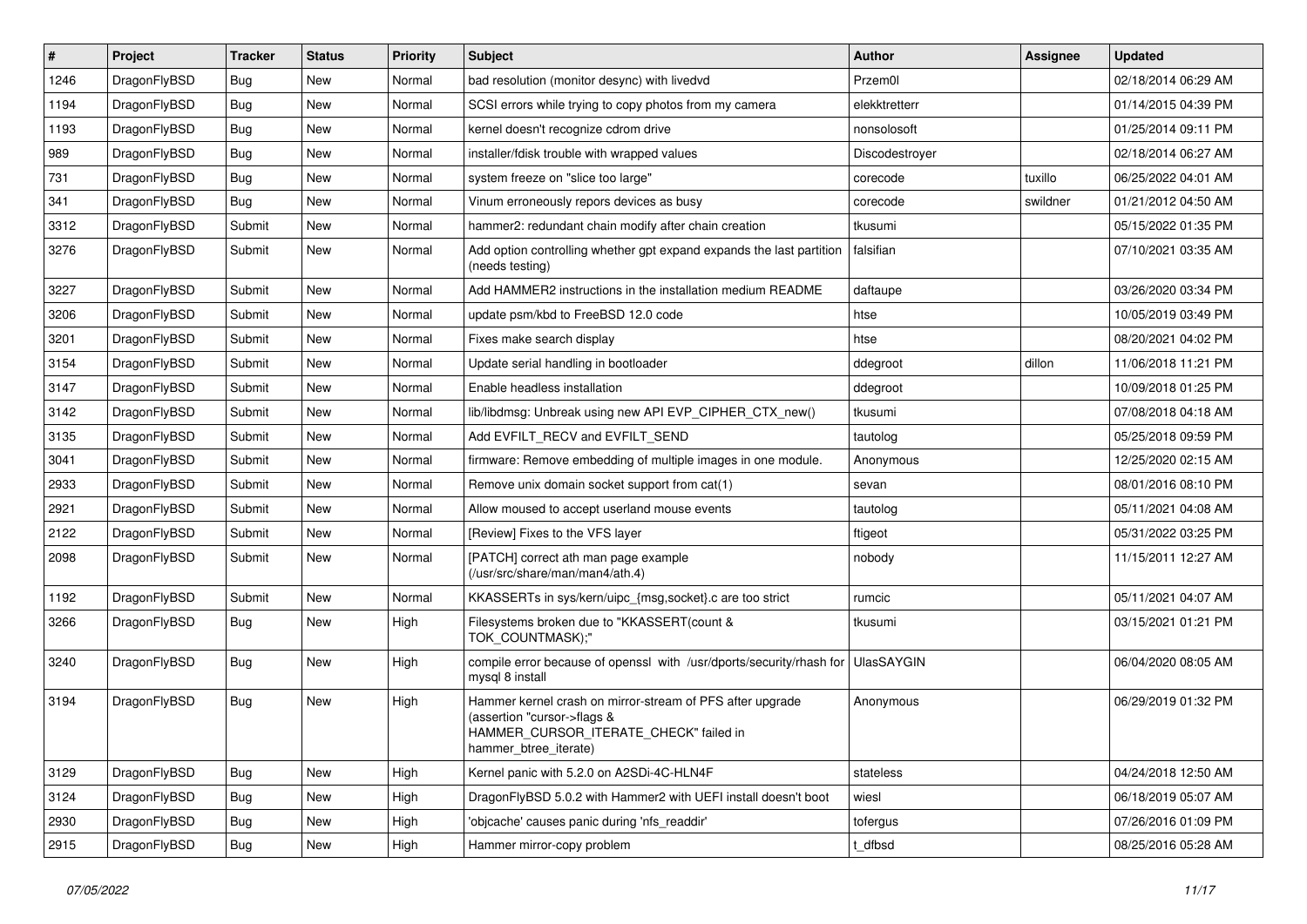| # | Project | Tracker | Status | Priority | Subject | Author | Assignee | Updated |
|---|---|---|---|---|---|---|---|---|
| 1246 | DragonFlyBSD | Bug | New | Normal | bad resolution (monitor desync) with livedvd | Przem0l | | 02/18/2014 06:29 AM |
| 1194 | DragonFlyBSD | Bug | New | Normal | SCSI errors while trying to copy photos from my camera | elekktretterr | | 01/14/2015 04:39 PM |
| 1193 | DragonFlyBSD | Bug | New | Normal | kernel doesn't recognize cdrom drive | nonsolosoft | | 01/25/2014 09:11 PM |
| 989 | DragonFlyBSD | Bug | New | Normal | installer/fdisk trouble with wrapped values | Discodestroyer | | 02/18/2014 06:27 AM |
| 731 | DragonFlyBSD | Bug | New | Normal | system freeze on "slice too large" | corecode | tuxillo | 06/25/2022 04:01 AM |
| 341 | DragonFlyBSD | Bug | New | Normal | Vinum erroneously repors devices as busy | corecode | swildner | 01/21/2012 04:50 AM |
| 3312 | DragonFlyBSD | Submit | New | Normal | hammer2: redundant chain modify after chain creation | tkusumi | | 05/15/2022 01:35 PM |
| 3276 | DragonFlyBSD | Submit | New | Normal | Add option controlling whether gpt expand expands the last partition (needs testing) | falsifian | | 07/10/2021 03:35 AM |
| 3227 | DragonFlyBSD | Submit | New | Normal | Add HAMMER2 instructions in the installation medium README | daftaupe | | 03/26/2020 03:34 PM |
| 3206 | DragonFlyBSD | Submit | New | Normal | update psm/kbd to FreeBSD 12.0 code | htse | | 10/05/2019 03:49 PM |
| 3201 | DragonFlyBSD | Submit | New | Normal | Fixes make search display | htse | | 08/20/2021 04:02 PM |
| 3154 | DragonFlyBSD | Submit | New | Normal | Update serial handling in bootloader | ddegroot | dillon | 11/06/2018 11:21 PM |
| 3147 | DragonFlyBSD | Submit | New | Normal | Enable headless installation | ddegroot | | 10/09/2018 01:25 PM |
| 3142 | DragonFlyBSD | Submit | New | Normal | lib/libdmsg: Unbreak using new API EVP_CIPHER_CTX_new() | tkusumi | | 07/08/2018 04:18 AM |
| 3135 | DragonFlyBSD | Submit | New | Normal | Add EVFILT_RECV and EVFILT_SEND | tautolog | | 05/25/2018 09:59 PM |
| 3041 | DragonFlyBSD | Submit | New | Normal | firmware: Remove embedding of multiple images in one module. | Anonymous | | 12/25/2020 02:15 AM |
| 2933 | DragonFlyBSD | Submit | New | Normal | Remove unix domain socket support from cat(1) | sevan | | 08/01/2016 08:10 PM |
| 2921 | DragonFlyBSD | Submit | New | Normal | Allow moused to accept userland mouse events | tautolog | | 05/11/2021 04:08 AM |
| 2122 | DragonFlyBSD | Submit | New | Normal | [Review] Fixes to the VFS layer | ftigeot | | 05/31/2022 03:25 PM |
| 2098 | DragonFlyBSD | Submit | New | Normal | [PATCH] correct ath man page example (/usr/src/share/man/man4/ath.4) | nobody | | 11/15/2011 12:27 AM |
| 1192 | DragonFlyBSD | Submit | New | Normal | KKASSERTs in sys/kern/uipc_{msg,socket}.c are too strict | rumcic | | 05/11/2021 04:07 AM |
| 3266 | DragonFlyBSD | Bug | New | High | Filesystems broken due to "KKASSERT(count & TOK_COUNTMASK);" | tkusumi | | 03/15/2021 01:21 PM |
| 3240 | DragonFlyBSD | Bug | New | High | compile error because of openssl with /usr/dports/security/rhash for mysql 8 install | UlasSAYGIN | | 06/04/2020 08:05 AM |
| 3194 | DragonFlyBSD | Bug | New | High | Hammer kernel crash on mirror-stream of PFS after upgrade (assertion "cursor->flags & HAMMER_CURSOR_ITERATE_CHECK" failed in hammer_btree_iterate) | Anonymous | | 06/29/2019 01:32 PM |
| 3129 | DragonFlyBSD | Bug | New | High | Kernel panic with 5.2.0 on A2SDi-4C-HLN4F | stateless | | 04/24/2018 12:50 AM |
| 3124 | DragonFlyBSD | Bug | New | High | DragonFlyBSD 5.0.2 with Hammer2 with UEFI install doesn't boot | wiesl | | 06/18/2019 05:07 AM |
| 2930 | DragonFlyBSD | Bug | New | High | 'objcache' causes panic during 'nfs_readdir' | tofergus | | 07/26/2016 01:09 PM |
| 2915 | DragonFlyBSD | Bug | New | High | Hammer mirror-copy problem | t_dfbsd | | 08/25/2016 05:28 AM |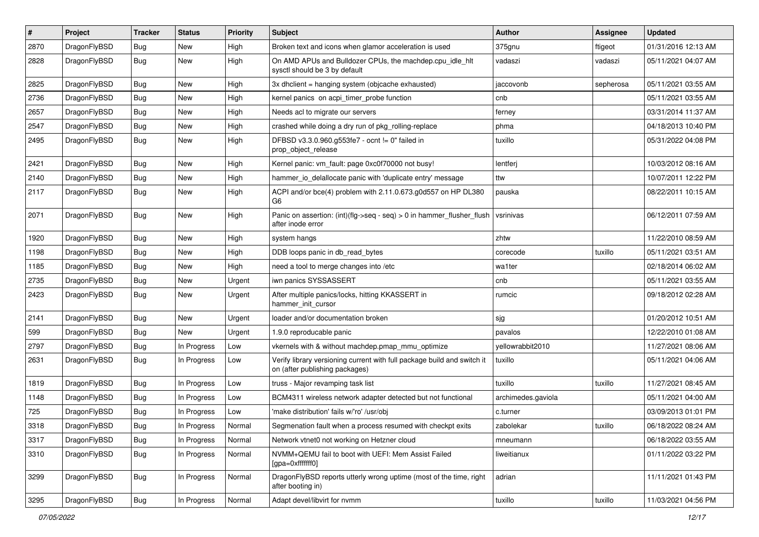| # | Project | Tracker | Status | Priority | Subject | Author | Assignee | Updated |
|---|---|---|---|---|---|---|---|---|
| 2870 | DragonFlyBSD | Bug | New | High | Broken text and icons when glamor acceleration is used | 375gnu | ftigeot | 01/31/2016 12:13 AM |
| 2828 | DragonFlyBSD | Bug | New | High | On AMD APUs and Bulldozer CPUs, the machdep.cpu_idle_hlt sysctl should be 3 by default | vadaszi | vadaszi | 05/11/2021 04:07 AM |
| 2825 | DragonFlyBSD | Bug | New | High | 3x dhclient = hanging system (objcache exhausted) | jaccovonb | sepherosa | 05/11/2021 03:55 AM |
| 2736 | DragonFlyBSD | Bug | New | High | kernel panics on acpi_timer_probe function | cnb | | 05/11/2021 03:55 AM |
| 2657 | DragonFlyBSD | Bug | New | High | Needs acl to migrate our servers | ferney | | 03/31/2014 11:37 AM |
| 2547 | DragonFlyBSD | Bug | New | High | crashed while doing a dry run of pkg_rolling-replace | phma | | 04/18/2013 10:40 PM |
| 2495 | DragonFlyBSD | Bug | New | High | DFBSD v3.3.0.960.g553fe7 - ocnt != 0" failed in prop_object_release | tuxillo | | 05/31/2022 04:08 PM |
| 2421 | DragonFlyBSD | Bug | New | High | Kernel panic: vm_fault: page 0xc0f70000 not busy! | lentferj | | 10/03/2012 08:16 AM |
| 2140 | DragonFlyBSD | Bug | New | High | hammer_io_delallocate panic with 'duplicate entry' message | ttw | | 10/07/2011 12:22 PM |
| 2117 | DragonFlyBSD | Bug | New | High | ACPI and/or bce(4) problem with 2.11.0.673.g0d557 on HP DL380 G6 | pauska | | 08/22/2011 10:15 AM |
| 2071 | DragonFlyBSD | Bug | New | High | Panic on assertion: (int)(flg->seq - seq) > 0 in hammer_flusher_flush after inode error | vsrinivas | | 06/12/2011 07:59 AM |
| 1920 | DragonFlyBSD | Bug | New | High | system hangs | zhtw | | 11/22/2010 08:59 AM |
| 1198 | DragonFlyBSD | Bug | New | High | DDB loops panic in db_read_bytes | corecode | tuxillo | 05/11/2021 03:51 AM |
| 1185 | DragonFlyBSD | Bug | New | High | need a tool to merge changes into /etc | wa1ter | | 02/18/2014 06:02 AM |
| 2735 | DragonFlyBSD | Bug | New | Urgent | iwn panics SYSSASSERT | cnb | | 05/11/2021 03:55 AM |
| 2423 | DragonFlyBSD | Bug | New | Urgent | After multiple panics/locks, hitting KKASSERT in hammer_init_cursor | rumcic | | 09/18/2012 02:28 AM |
| 2141 | DragonFlyBSD | Bug | New | Urgent | loader and/or documentation broken | sjg | | 01/20/2012 10:51 AM |
| 599 | DragonFlyBSD | Bug | New | Urgent | 1.9.0 reproducable panic | pavalos | | 12/22/2010 01:08 AM |
| 2797 | DragonFlyBSD | Bug | In Progress | Low | vkernels with & without machdep.pmap_mmu_optimize | yellowrabbit2010 | | 11/27/2021 08:06 AM |
| 2631 | DragonFlyBSD | Bug | In Progress | Low | Verify library versioning current with full package build and switch it on (after publishing packages) | tuxillo | | 05/11/2021 04:06 AM |
| 1819 | DragonFlyBSD | Bug | In Progress | Low | truss - Major revamping task list | tuxillo | tuxillo | 11/27/2021 08:45 AM |
| 1148 | DragonFlyBSD | Bug | In Progress | Low | BCM4311 wireless network adapter detected but not functional | archimedes.gaviola | | 05/11/2021 04:00 AM |
| 725 | DragonFlyBSD | Bug | In Progress | Low | 'make distribution' fails w/'ro' /usr/obj | c.turner | | 03/09/2013 01:01 PM |
| 3318 | DragonFlyBSD | Bug | In Progress | Normal | Segmenation fault when a process resumed with checkpt exits | zabolekar | tuxillo | 06/18/2022 08:24 AM |
| 3317 | DragonFlyBSD | Bug | In Progress | Normal | Network vtnet0 not working on Hetzner cloud | mneumann | | 06/18/2022 03:55 AM |
| 3310 | DragonFlyBSD | Bug | In Progress | Normal | NVMM+QEMU fail to boot with UEFI: Mem Assist Failed [gpa=0xfffffff0] | liweitianux | | 01/11/2022 03:22 PM |
| 3299 | DragonFlyBSD | Bug | In Progress | Normal | DragonFlyBSD reports utterly wrong uptime (most of the time, right after booting in) | adrian | | 11/11/2021 01:43 PM |
| 3295 | DragonFlyBSD | Bug | In Progress | Normal | Adapt devel/libvirt for nvmm | tuxillo | tuxillo | 11/03/2021 04:56 PM |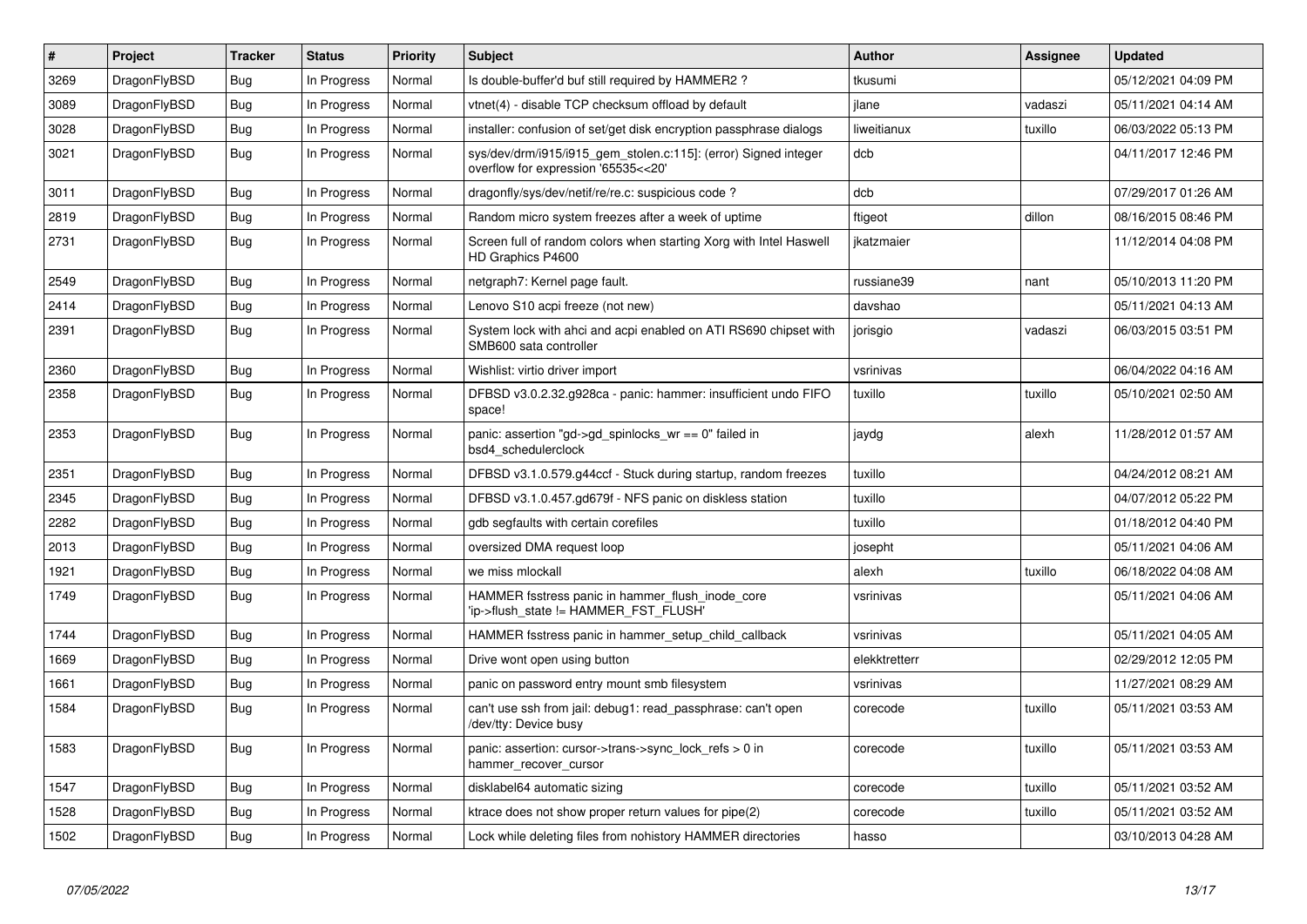| # | Project | Tracker | Status | Priority | Subject | Author | Assignee | Updated |
|---|---|---|---|---|---|---|---|---|
| 3269 | DragonFlyBSD | Bug | In Progress | Normal | Is double-buffer'd buf still required by HAMMER2 ? | tkusumi | | 05/12/2021 04:09 PM |
| 3089 | DragonFlyBSD | Bug | In Progress | Normal | vtnet(4) - disable TCP checksum offload by default | jlane | vadaszi | 05/11/2021 04:14 AM |
| 3028 | DragonFlyBSD | Bug | In Progress | Normal | installer: confusion of set/get disk encryption passphrase dialogs | liweitianux | tuxillo | 06/03/2022 05:13 PM |
| 3021 | DragonFlyBSD | Bug | In Progress | Normal | sys/dev/drm/i915/i915_gem_stolen.c:115]: (error) Signed integer overflow for expression '65535<<20' | dcb | | 04/11/2017 12:46 PM |
| 3011 | DragonFlyBSD | Bug | In Progress | Normal | dragonfly/sys/dev/netif/re/re.c: suspicious code ? | dcb | | 07/29/2017 01:26 AM |
| 2819 | DragonFlyBSD | Bug | In Progress | Normal | Random micro system freezes after a week of uptime | ftigeot | dillon | 08/16/2015 08:46 PM |
| 2731 | DragonFlyBSD | Bug | In Progress | Normal | Screen full of random colors when starting Xorg with Intel Haswell HD Graphics P4600 | jkatzmaier | | 11/12/2014 04:08 PM |
| 2549 | DragonFlyBSD | Bug | In Progress | Normal | netgraph7: Kernel page fault. | russiane39 | nant | 05/10/2013 11:20 PM |
| 2414 | DragonFlyBSD | Bug | In Progress | Normal | Lenovo S10 acpi freeze (not new) | davshao | | 05/11/2021 04:13 AM |
| 2391 | DragonFlyBSD | Bug | In Progress | Normal | System lock with ahci and acpi enabled on ATI RS690 chipset with SMB600 sata controller | jorisgio | vadaszi | 06/03/2015 03:51 PM |
| 2360 | DragonFlyBSD | Bug | In Progress | Normal | Wishlist: virtio driver import | vsrinivas | | 06/04/2022 04:16 AM |
| 2358 | DragonFlyBSD | Bug | In Progress | Normal | DFBSD v3.0.2.32.g928ca - panic: hammer: insufficient undo FIFO space! | tuxillo | tuxillo | 05/10/2021 02:50 AM |
| 2353 | DragonFlyBSD | Bug | In Progress | Normal | panic: assertion "gd->gd_spinlocks_wr == 0" failed in bsd4_schedulerclock | jaydg | alexh | 11/28/2012 01:57 AM |
| 2351 | DragonFlyBSD | Bug | In Progress | Normal | DFBSD v3.1.0.579.g44ccf - Stuck during startup, random freezes | tuxillo | | 04/24/2012 08:21 AM |
| 2345 | DragonFlyBSD | Bug | In Progress | Normal | DFBSD v3.1.0.457.gd679f - NFS panic on diskless station | tuxillo | | 04/07/2012 05:22 PM |
| 2282 | DragonFlyBSD | Bug | In Progress | Normal | gdb segfaults with certain corefiles | tuxillo | | 01/18/2012 04:40 PM |
| 2013 | DragonFlyBSD | Bug | In Progress | Normal | oversized DMA request loop | josepht | | 05/11/2021 04:06 AM |
| 1921 | DragonFlyBSD | Bug | In Progress | Normal | we miss mlockall | alexh | tuxillo | 06/18/2022 04:08 AM |
| 1749 | DragonFlyBSD | Bug | In Progress | Normal | HAMMER fsstress panic in hammer_flush_inode_core 'ip->flush_state != HAMMER_FST_FLUSH' | vsrinivas | | 05/11/2021 04:06 AM |
| 1744 | DragonFlyBSD | Bug | In Progress | Normal | HAMMER fsstress panic in hammer_setup_child_callback | vsrinivas | | 05/11/2021 04:05 AM |
| 1669 | DragonFlyBSD | Bug | In Progress | Normal | Drive wont open using button | elekktretterr | | 02/29/2012 12:05 PM |
| 1661 | DragonFlyBSD | Bug | In Progress | Normal | panic on password entry mount smb filesystem | vsrinivas | | 11/27/2021 08:29 AM |
| 1584 | DragonFlyBSD | Bug | In Progress | Normal | can't use ssh from jail: debug1: read_passphrase: can't open /dev/tty: Device busy | corecode | tuxillo | 05/11/2021 03:53 AM |
| 1583 | DragonFlyBSD | Bug | In Progress | Normal | panic: assertion: cursor->trans->sync_lock_refs > 0 in hammer_recover_cursor | corecode | tuxillo | 05/11/2021 03:53 AM |
| 1547 | DragonFlyBSD | Bug | In Progress | Normal | disklabel64 automatic sizing | corecode | tuxillo | 05/11/2021 03:52 AM |
| 1528 | DragonFlyBSD | Bug | In Progress | Normal | ktrace does not show proper return values for pipe(2) | corecode | tuxillo | 05/11/2021 03:52 AM |
| 1502 | DragonFlyBSD | Bug | In Progress | Normal | Lock while deleting files from nohistory HAMMER directories | hasso | | 03/10/2013 04:28 AM |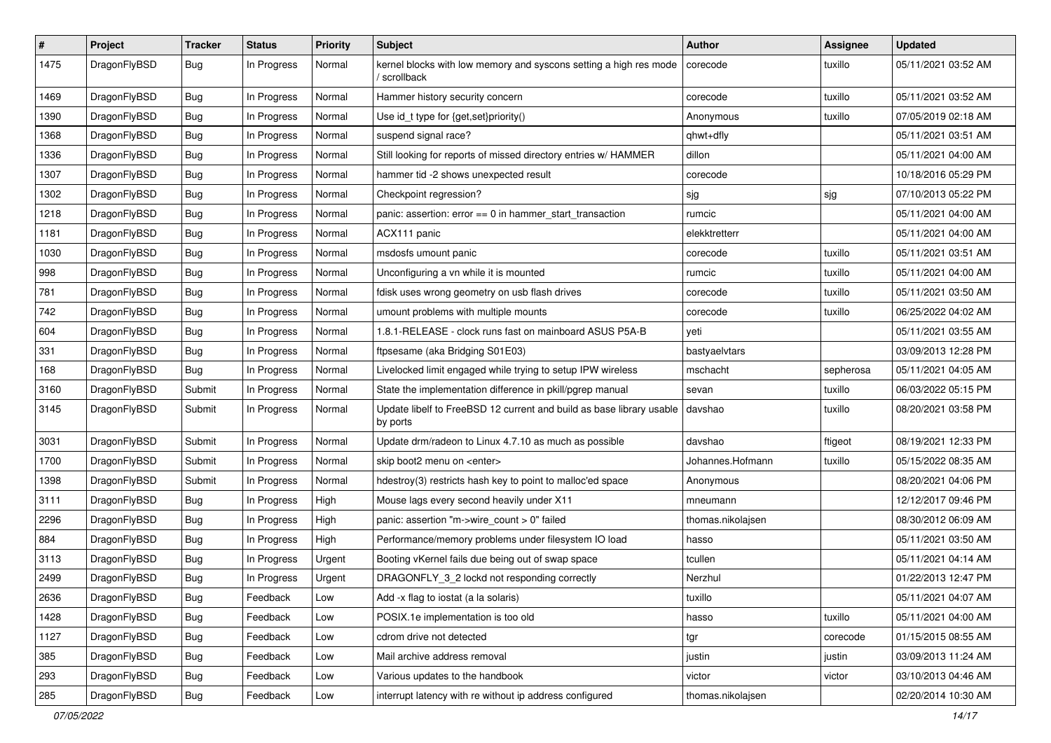| # | Project | Tracker | Status | Priority | Subject | Author | Assignee | Updated |
|---|---|---|---|---|---|---|---|---|
| 1475 | DragonFlyBSD | Bug | In Progress | Normal | kernel blocks with low memory and syscons setting a high res mode / scrollback | corecode | tuxillo | 05/11/2021 03:52 AM |
| 1469 | DragonFlyBSD | Bug | In Progress | Normal | Hammer history security concern | corecode | tuxillo | 05/11/2021 03:52 AM |
| 1390 | DragonFlyBSD | Bug | In Progress | Normal | Use id_t type for {get,set}priority() | Anonymous | tuxillo | 07/05/2019 02:18 AM |
| 1368 | DragonFlyBSD | Bug | In Progress | Normal | suspend signal race? | qhwt+dfly | | 05/11/2021 03:51 AM |
| 1336 | DragonFlyBSD | Bug | In Progress | Normal | Still looking for reports of missed directory entries w/ HAMMER | dillon | | 05/11/2021 04:00 AM |
| 1307 | DragonFlyBSD | Bug | In Progress | Normal | hammer tid -2 shows unexpected result | corecode | | 10/18/2016 05:29 PM |
| 1302 | DragonFlyBSD | Bug | In Progress | Normal | Checkpoint regression? | sjg | sjg | 07/10/2013 05:22 PM |
| 1218 | DragonFlyBSD | Bug | In Progress | Normal | panic: assertion: error == 0 in hammer_start_transaction | rumcic | | 05/11/2021 04:00 AM |
| 1181 | DragonFlyBSD | Bug | In Progress | Normal | ACX111 panic | elekktretterr | | 05/11/2021 04:00 AM |
| 1030 | DragonFlyBSD | Bug | In Progress | Normal | msdosfs umount panic | corecode | tuxillo | 05/11/2021 03:51 AM |
| 998 | DragonFlyBSD | Bug | In Progress | Normal | Unconfiguring a vn while it is mounted | rumcic | tuxillo | 05/11/2021 04:00 AM |
| 781 | DragonFlyBSD | Bug | In Progress | Normal | fdisk uses wrong geometry on usb flash drives | corecode | tuxillo | 05/11/2021 03:50 AM |
| 742 | DragonFlyBSD | Bug | In Progress | Normal | umount problems with multiple mounts | corecode | tuxillo | 06/25/2022 04:02 AM |
| 604 | DragonFlyBSD | Bug | In Progress | Normal | 1.8.1-RELEASE - clock runs fast on mainboard ASUS P5A-B | yeti | | 05/11/2021 03:55 AM |
| 331 | DragonFlyBSD | Bug | In Progress | Normal | ftpsesame (aka Bridging S01E03) | bastyaelvtars | | 03/09/2013 12:28 PM |
| 168 | DragonFlyBSD | Bug | In Progress | Normal | Livelocked limit engaged while trying to setup IPW wireless | mschacht | sepherosa | 05/11/2021 04:05 AM |
| 3160 | DragonFlyBSD | Submit | In Progress | Normal | State the implementation difference in pkill/pgrep manual | sevan | tuxillo | 06/03/2022 05:15 PM |
| 3145 | DragonFlyBSD | Submit | In Progress | Normal | Update libelf to FreeBSD 12 current and build as base library usable by ports | davshao | tuxillo | 08/20/2021 03:58 PM |
| 3031 | DragonFlyBSD | Submit | In Progress | Normal | Update drm/radeon to Linux 4.7.10 as much as possible | davshao | ftigeot | 08/19/2021 12:33 PM |
| 1700 | DragonFlyBSD | Submit | In Progress | Normal | skip boot2 menu on <enter> | Johannes.Hofmann | tuxillo | 05/15/2022 08:35 AM |
| 1398 | DragonFlyBSD | Submit | In Progress | Normal | hdestroy(3) restricts hash key to point to malloc'ed space | Anonymous | | 08/20/2021 04:06 PM |
| 3111 | DragonFlyBSD | Bug | In Progress | High | Mouse lags every second heavily under X11 | mneumann | | 12/12/2017 09:46 PM |
| 2296 | DragonFlyBSD | Bug | In Progress | High | panic: assertion "m->wire_count > 0" failed | thomas.nikolajsen | | 08/30/2012 06:09 AM |
| 884 | DragonFlyBSD | Bug | In Progress | High | Performance/memory problems under filesystem IO load | hasso | | 05/11/2021 03:50 AM |
| 3113 | DragonFlyBSD | Bug | In Progress | Urgent | Booting vKernel fails due being out of swap space | tcullen | | 05/11/2021 04:14 AM |
| 2499 | DragonFlyBSD | Bug | In Progress | Urgent | DRAGONFLY_3_2 lockd not responding correctly | Nerzhul | | 01/22/2013 12:47 PM |
| 2636 | DragonFlyBSD | Bug | Feedback | Low | Add -x flag to iostat (a la solaris) | tuxillo | | 05/11/2021 04:07 AM |
| 1428 | DragonFlyBSD | Bug | Feedback | Low | POSIX.1e implementation is too old | hasso | tuxillo | 05/11/2021 04:00 AM |
| 1127 | DragonFlyBSD | Bug | Feedback | Low | cdrom drive not detected | tgr | corecode | 01/15/2015 08:55 AM |
| 385 | DragonFlyBSD | Bug | Feedback | Low | Mail archive address removal | justin | justin | 03/09/2013 11:24 AM |
| 293 | DragonFlyBSD | Bug | Feedback | Low | Various updates to the handbook | victor | victor | 03/10/2013 04:46 AM |
| 285 | DragonFlyBSD | Bug | Feedback | Low | interrupt latency with re without ip address configured | thomas.nikolajsen | | 02/20/2014 10:30 AM |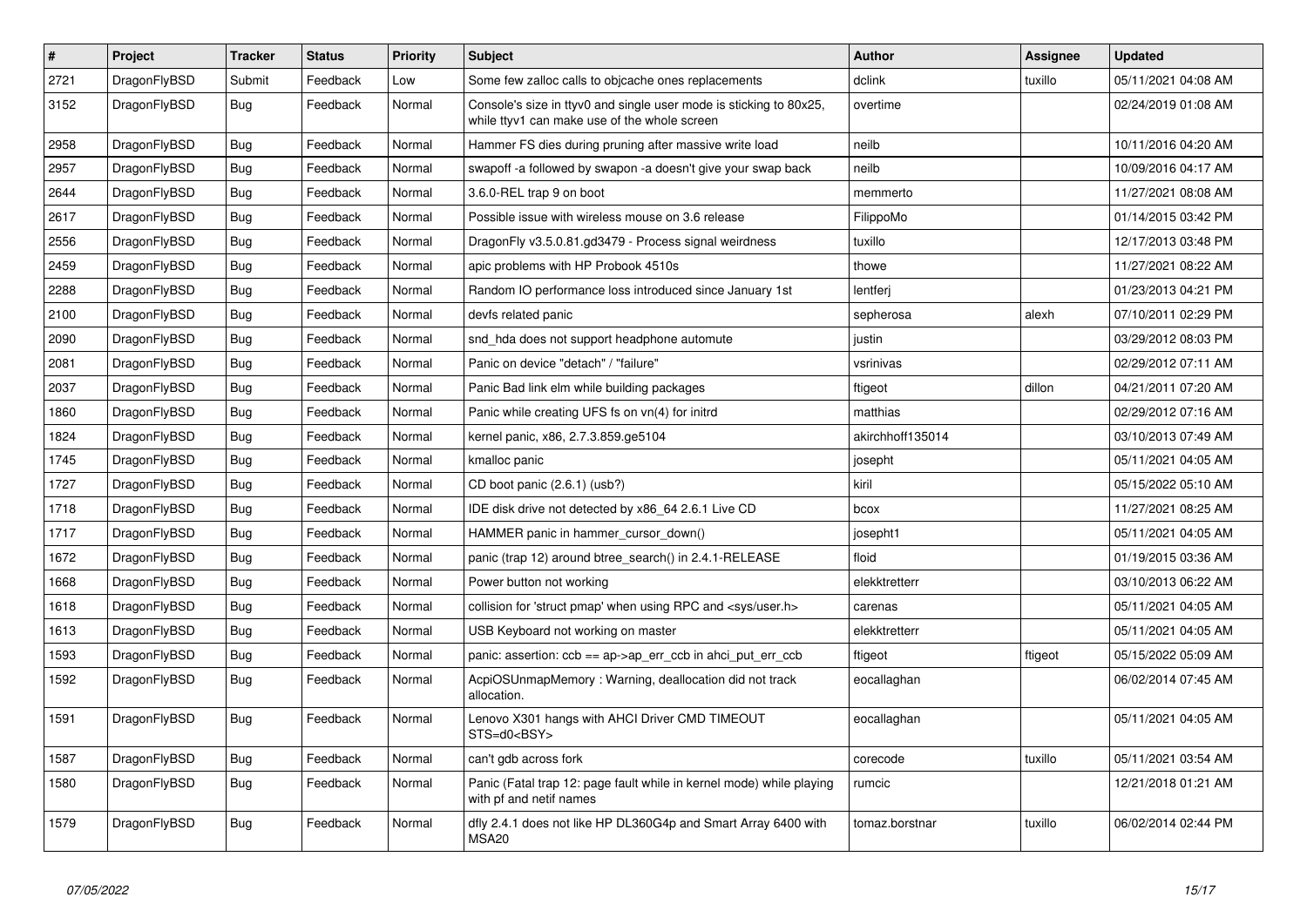| # | Project | Tracker | Status | Priority | Subject | Author | Assignee | Updated |
|---|---|---|---|---|---|---|---|---|
| 2721 | DragonFlyBSD | Submit | Feedback | Low | Some few zalloc calls to objcache ones replacements | dclink | tuxillo | 05/11/2021 04:08 AM |
| 3152 | DragonFlyBSD | Bug | Feedback | Normal | Console's size in ttyv0 and single user mode is sticking to 80x25, while ttyv1 can make use of the whole screen | overtime | | 02/24/2019 01:08 AM |
| 2958 | DragonFlyBSD | Bug | Feedback | Normal | Hammer FS dies during pruning after massive write load | neilb | | 10/11/2016 04:20 AM |
| 2957 | DragonFlyBSD | Bug | Feedback | Normal | swapoff -a followed by swapon -a doesn't give your swap back | neilb | | 10/09/2016 04:17 AM |
| 2644 | DragonFlyBSD | Bug | Feedback | Normal | 3.6.0-REL trap 9 on boot | memmerto | | 11/27/2021 08:08 AM |
| 2617 | DragonFlyBSD | Bug | Feedback | Normal | Possible issue with wireless mouse on 3.6 release | FilippoMo | | 01/14/2015 03:42 PM |
| 2556 | DragonFlyBSD | Bug | Feedback | Normal | DragonFly v3.5.0.81.gd3479 - Process signal weirdness | tuxillo | | 12/17/2013 03:48 PM |
| 2459 | DragonFlyBSD | Bug | Feedback | Normal | apic problems with HP Probook 4510s | thowe | | 11/27/2021 08:22 AM |
| 2288 | DragonFlyBSD | Bug | Feedback | Normal | Random IO performance loss introduced since January 1st | lentferj | | 01/23/2013 04:21 PM |
| 2100 | DragonFlyBSD | Bug | Feedback | Normal | devfs related panic | sepherosa | alexh | 07/10/2011 02:29 PM |
| 2090 | DragonFlyBSD | Bug | Feedback | Normal | snd_hda does not support headphone automute | justin | | 03/29/2012 08:03 PM |
| 2081 | DragonFlyBSD | Bug | Feedback | Normal | Panic on device "detach" / "failure" | vsrinivas | | 02/29/2012 07:11 AM |
| 2037 | DragonFlyBSD | Bug | Feedback | Normal | Panic Bad link elm while building packages | ftigeot | dillon | 04/21/2011 07:20 AM |
| 1860 | DragonFlyBSD | Bug | Feedback | Normal | Panic while creating UFS fs on vn(4) for initrd | matthias | | 02/29/2012 07:16 AM |
| 1824 | DragonFlyBSD | Bug | Feedback | Normal | kernel panic, x86, 2.7.3.859.ge5104 | akirchhoff135014 | | 03/10/2013 07:49 AM |
| 1745 | DragonFlyBSD | Bug | Feedback | Normal | kmalloc panic | josepht | | 05/11/2021 04:05 AM |
| 1727 | DragonFlyBSD | Bug | Feedback | Normal | CD boot panic (2.6.1) (usb?) | kiril | | 05/15/2022 05:10 AM |
| 1718 | DragonFlyBSD | Bug | Feedback | Normal | IDE disk drive not detected by x86_64 2.6.1 Live CD | bcox | | 11/27/2021 08:25 AM |
| 1717 | DragonFlyBSD | Bug | Feedback | Normal | HAMMER panic in hammer_cursor_down() | josepht1 | | 05/11/2021 04:05 AM |
| 1672 | DragonFlyBSD | Bug | Feedback | Normal | panic (trap 12) around btree_search() in 2.4.1-RELEASE | floid | | 01/19/2015 03:36 AM |
| 1668 | DragonFlyBSD | Bug | Feedback | Normal | Power button not working | elekktretterr | | 03/10/2013 06:22 AM |
| 1618 | DragonFlyBSD | Bug | Feedback | Normal | collision for 'struct pmap' when using RPC and <sys/user.h> | carenas | | 05/11/2021 04:05 AM |
| 1613 | DragonFlyBSD | Bug | Feedback | Normal | USB Keyboard not working on master | elekktretterr | | 05/11/2021 04:05 AM |
| 1593 | DragonFlyBSD | Bug | Feedback | Normal | panic: assertion: ccb == ap->ap_err_ccb in ahci_put_err_ccb | ftigeot | ftigeot | 05/15/2022 05:09 AM |
| 1592 | DragonFlyBSD | Bug | Feedback | Normal | AcpiOSUnmapMemory : Warning, deallocation did not track allocation. | eocallaghan | | 06/02/2014 07:45 AM |
| 1591 | DragonFlyBSD | Bug | Feedback | Normal | Lenovo X301 hangs with AHCI Driver CMD TIMEOUT STS=d0<BSY> | eocallaghan | | 05/11/2021 04:05 AM |
| 1587 | DragonFlyBSD | Bug | Feedback | Normal | can't gdb across fork | corecode | tuxillo | 05/11/2021 03:54 AM |
| 1580 | DragonFlyBSD | Bug | Feedback | Normal | Panic (Fatal trap 12: page fault while in kernel mode) while playing with pf and netif names | rumcic | | 12/21/2018 01:21 AM |
| 1579 | DragonFlyBSD | Bug | Feedback | Normal | dfly 2.4.1 does not like HP DL360G4p and Smart Array 6400 with MSA20 | tomaz.borstnar | tuxillo | 06/02/2014 02:44 PM |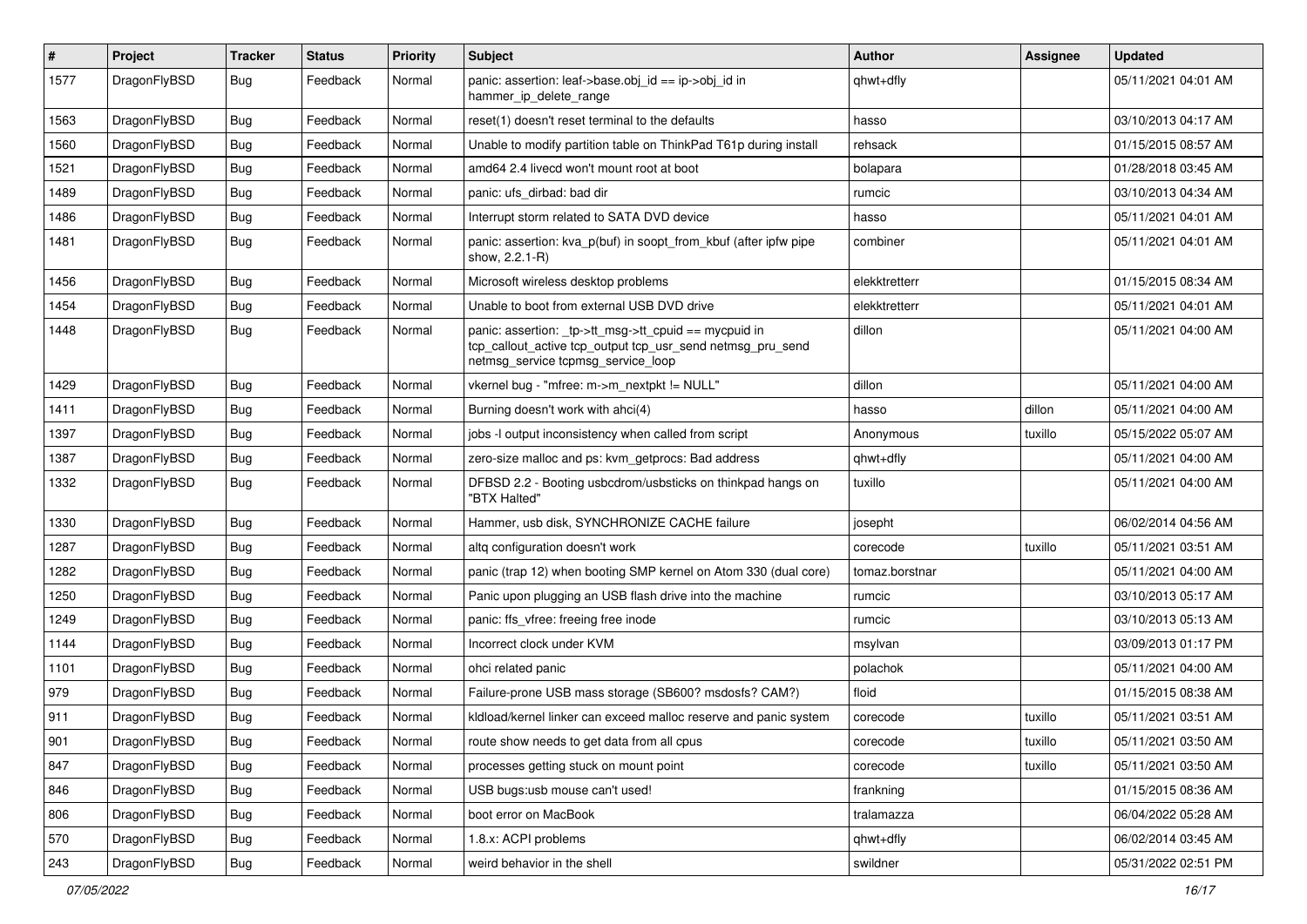| # | Project | Tracker | Status | Priority | Subject | Author | Assignee | Updated |
|---|---|---|---|---|---|---|---|---|
| 1577 | DragonFlyBSD | Bug | Feedback | Normal | panic: assertion: leaf->base.obj_id == ip->obj_id in hammer_ip_delete_range | qhwt+dfly | | 05/11/2021 04:01 AM |
| 1563 | DragonFlyBSD | Bug | Feedback | Normal | reset(1) doesn't reset terminal to the defaults | hasso | | 03/10/2013 04:17 AM |
| 1560 | DragonFlyBSD | Bug | Feedback | Normal | Unable to modify partition table on ThinkPad T61p during install | rehsack | | 01/15/2015 08:57 AM |
| 1521 | DragonFlyBSD | Bug | Feedback | Normal | amd64 2.4 livecd won't mount root at boot | bolapara | | 01/28/2018 03:45 AM |
| 1489 | DragonFlyBSD | Bug | Feedback | Normal | panic: ufs_dirbad: bad dir | rumcic | | 03/10/2013 04:34 AM |
| 1486 | DragonFlyBSD | Bug | Feedback | Normal | Interrupt storm related to SATA DVD device | hasso | | 05/11/2021 04:01 AM |
| 1481 | DragonFlyBSD | Bug | Feedback | Normal | panic: assertion: kva_p(buf) in soopt_from_kbuf (after ipfw pipe show, 2.2.1-R) | combiner | | 05/11/2021 04:01 AM |
| 1456 | DragonFlyBSD | Bug | Feedback | Normal | Microsoft wireless desktop problems | elekktretterr | | 01/15/2015 08:34 AM |
| 1454 | DragonFlyBSD | Bug | Feedback | Normal | Unable to boot from external USB DVD drive | elekktretterr | | 05/11/2021 04:01 AM |
| 1448 | DragonFlyBSD | Bug | Feedback | Normal | panic: assertion: _tp->tt_msg->tt_cpuid == mycpuid in tcp_callout_active tcp_output tcp_usr_send netmsg_pru_send netmsg_service tcpmsg_service_loop | dillon | | 05/11/2021 04:00 AM |
| 1429 | DragonFlyBSD | Bug | Feedback | Normal | vkernel bug - "mfree: m->m_nextpkt != NULL" | dillon | | 05/11/2021 04:00 AM |
| 1411 | DragonFlyBSD | Bug | Feedback | Normal | Burning doesn't work with ahci(4) | hasso | dillon | 05/11/2021 04:00 AM |
| 1397 | DragonFlyBSD | Bug | Feedback | Normal | jobs -l output inconsistency when called from script | Anonymous | tuxillo | 05/15/2022 05:07 AM |
| 1387 | DragonFlyBSD | Bug | Feedback | Normal | zero-size malloc and ps: kvm_getprocs: Bad address | qhwt+dfly | | 05/11/2021 04:00 AM |
| 1332 | DragonFlyBSD | Bug | Feedback | Normal | DFBSD 2.2 - Booting usbcdrom/usbsticks on thinkpad hangs on "BTX Halted" | tuxillo | | 05/11/2021 04:00 AM |
| 1330 | DragonFlyBSD | Bug | Feedback | Normal | Hammer, usb disk, SYNCHRONIZE CACHE failure | josepht | | 06/02/2014 04:56 AM |
| 1287 | DragonFlyBSD | Bug | Feedback | Normal | altq configuration doesn't work | corecode | tuxillo | 05/11/2021 03:51 AM |
| 1282 | DragonFlyBSD | Bug | Feedback | Normal | panic (trap 12) when booting SMP kernel on Atom 330 (dual core) | tomaz.borstnar | | 05/11/2021 04:00 AM |
| 1250 | DragonFlyBSD | Bug | Feedback | Normal | Panic upon plugging an USB flash drive into the machine | rumcic | | 03/10/2013 05:17 AM |
| 1249 | DragonFlyBSD | Bug | Feedback | Normal | panic: ffs_vfree: freeing free inode | rumcic | | 03/10/2013 05:13 AM |
| 1144 | DragonFlyBSD | Bug | Feedback | Normal | Incorrect clock under KVM | msylvan | | 03/09/2013 01:17 PM |
| 1101 | DragonFlyBSD | Bug | Feedback | Normal | ohci related panic | polachok | | 05/11/2021 04:00 AM |
| 979 | DragonFlyBSD | Bug | Feedback | Normal | Failure-prone USB mass storage (SB600? msdosfs? CAM?) | floid | | 01/15/2015 08:38 AM |
| 911 | DragonFlyBSD | Bug | Feedback | Normal | kldload/kernel linker can exceed malloc reserve and panic system | corecode | tuxillo | 05/11/2021 03:51 AM |
| 901 | DragonFlyBSD | Bug | Feedback | Normal | route show needs to get data from all cpus | corecode | tuxillo | 05/11/2021 03:50 AM |
| 847 | DragonFlyBSD | Bug | Feedback | Normal | processes getting stuck on mount point | corecode | tuxillo | 05/11/2021 03:50 AM |
| 846 | DragonFlyBSD | Bug | Feedback | Normal | USB bugs:usb mouse can't used! | frankning | | 01/15/2015 08:36 AM |
| 806 | DragonFlyBSD | Bug | Feedback | Normal | boot error on MacBook | tralamazza | | 06/04/2022 05:28 AM |
| 570 | DragonFlyBSD | Bug | Feedback | Normal | 1.8.x: ACPI problems | qhwt+dfly | | 06/02/2014 03:45 AM |
| 243 | DragonFlyBSD | Bug | Feedback | Normal | weird behavior in the shell | swildner | | 05/31/2022 02:51 PM |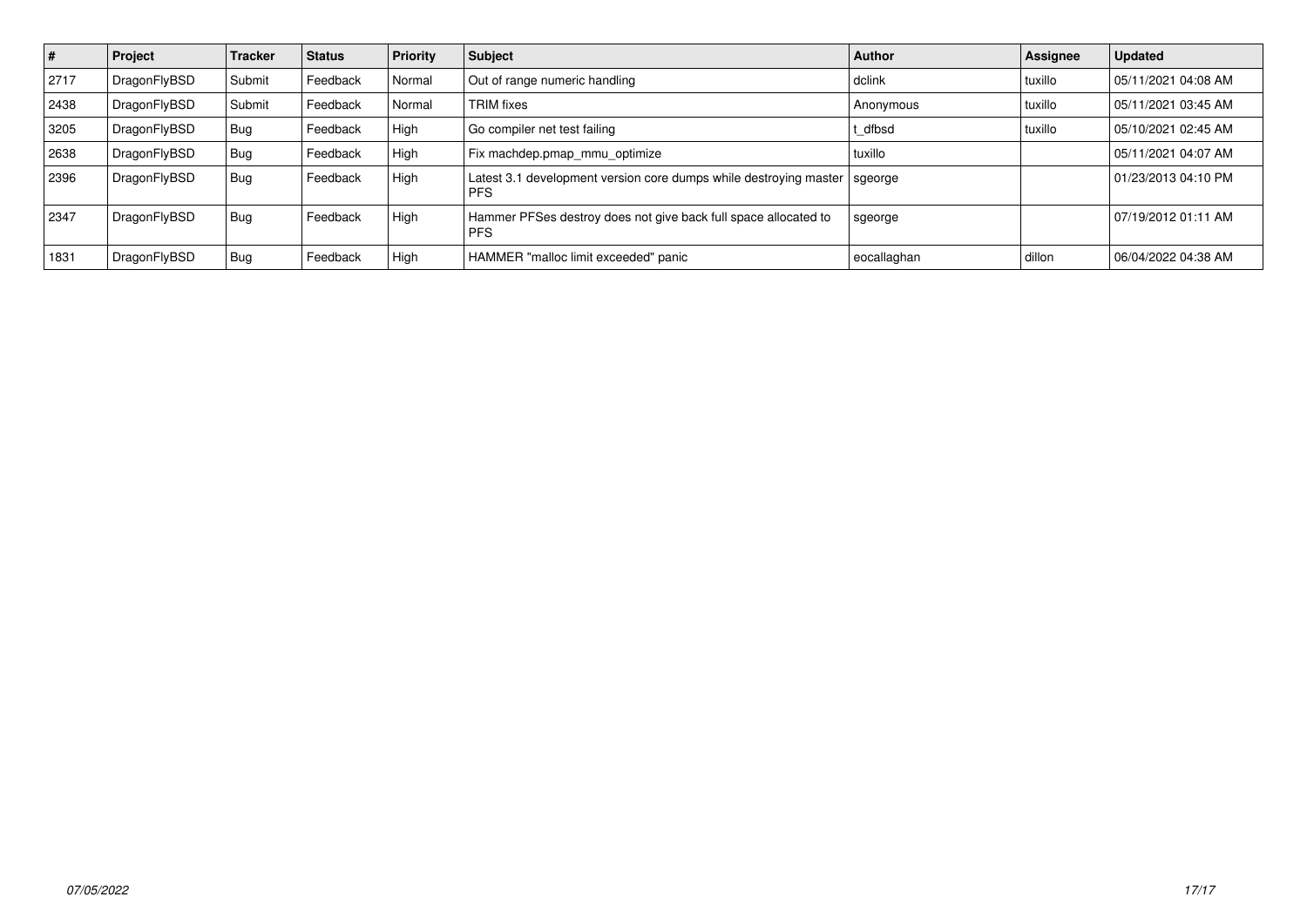| # | Project | Tracker | Status | Priority | Subject | Author | Assignee | Updated |
|---|---|---|---|---|---|---|---|---|
| 2717 | DragonFlyBSD | Submit | Feedback | Normal | Out of range numeric handling | dclink | tuxillo | 05/11/2021 04:08 AM |
| 2438 | DragonFlyBSD | Submit | Feedback | Normal | TRIM fixes | Anonymous | tuxillo | 05/11/2021 03:45 AM |
| 3205 | DragonFlyBSD | Bug | Feedback | High | Go compiler net test failing | t_dfbsd | tuxillo | 05/10/2021 02:45 AM |
| 2638 | DragonFlyBSD | Bug | Feedback | High | Fix machdep.pmap_mmu_optimize | tuxillo | | 05/11/2021 04:07 AM |
| 2396 | DragonFlyBSD | Bug | Feedback | High | Latest 3.1 development version core dumps while destroying master PFS | sgeorge | | 01/23/2013 04:10 PM |
| 2347 | DragonFlyBSD | Bug | Feedback | High | Hammer PFSes destroy does not give back full space allocated to PFS | sgeorge | | 07/19/2012 01:11 AM |
| 1831 | DragonFlyBSD | Bug | Feedback | High | HAMMER "malloc limit exceeded" panic | eocallaghan | dillon | 06/04/2022 04:38 AM |

07/05/2022